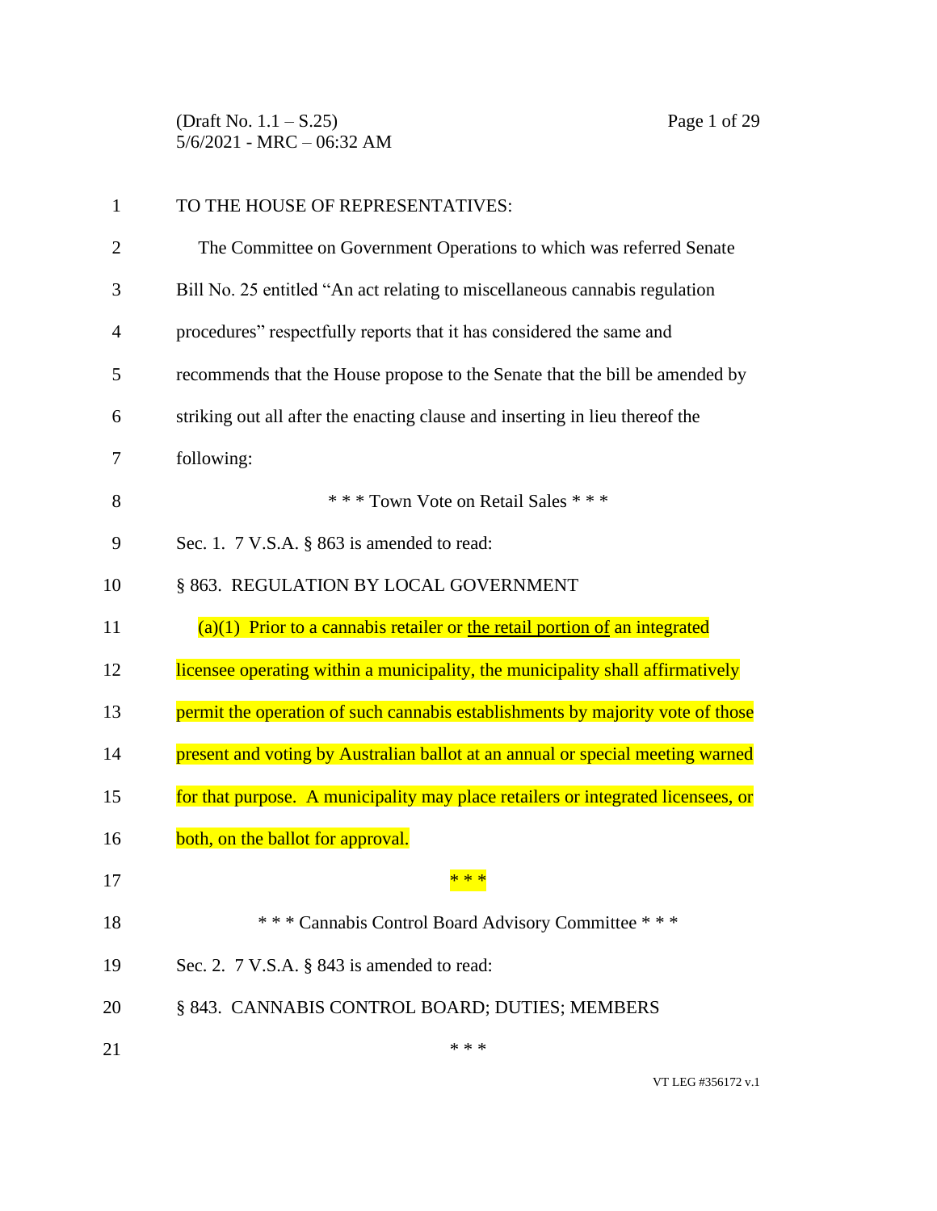TO THE HOUSE OF REPRESENTATIVES:

The Committee on Government Operations to which was referred Senate Bill No. 25 entitled "An act relating to miscellaneous cannabis regulation procedures" respectfully reports that it has considered the same and recommends that the House propose to the Senate that the bill be amended by striking out all after the enacting clause and inserting in lieu thereof the following:

\* \* \* Town Vote on Retail Sales \* \* \*

Sec. 1. 7 V.S.A. § 863 is amended to read:

§ 863. REGULATION BY LOCAL GOVERNMENT

(a)(1) Prior to a cannabis retailer or <u>the retail portion of</u> an integrated licensee operating within a municipality, the municipality shall affirmatively permit the operation of such cannabis establishments by majority vote of those present and voting by Australian ballot at an annual or special meeting warned for that purpose. A municipality may place retailers or integrated licensees, or both, on the ballot for approval.

\* \* \*

\* \* \* Cannabis Control Board Advisory Committee \* \* \*

Sec. 2. 7 V.S.A. § 843 is amended to read:

§ 843. CANNABIS CONTROL BOARD; DUTIES; MEMBERS

\* \* \*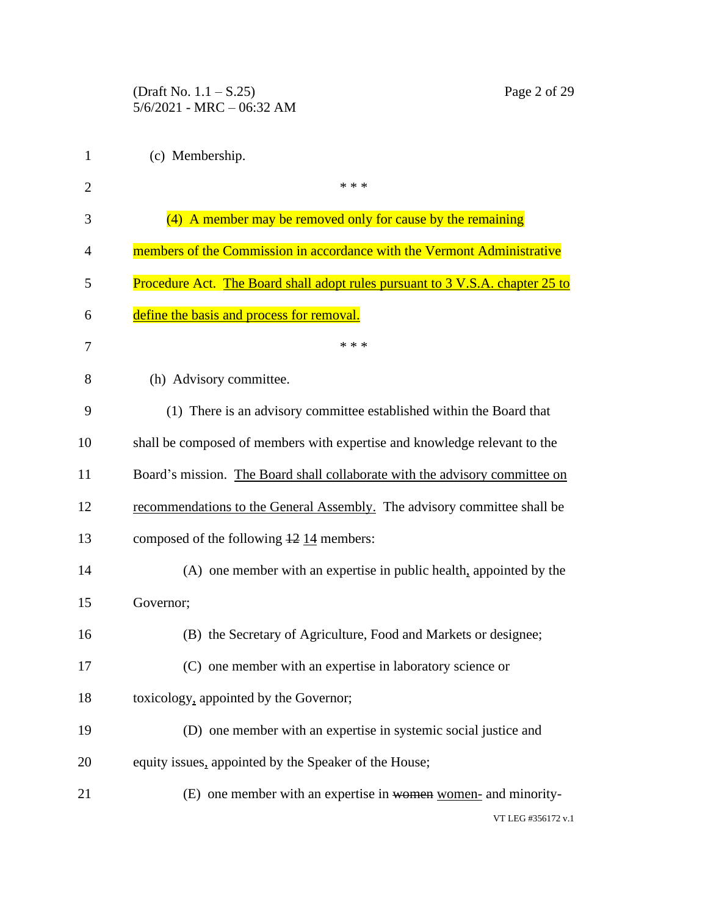(c) Membership.

\* \* \*

(4) A member may be removed only for cause by the remaining members of the Commission in accordance with the Vermont Administrative Procedure Act. <u>The Board shall adopt rules pursuant to 3 V.S.A. chapter 25 to define the basis and process for removal.</u>

\* \* \*

(h) Advisory committee.

(1) There is an advisory committee established within the Board that shall be composed of members with expertise and knowledge relevant to the Board's mission. <u>The Board shall collaborate with the advisory committee on recommendations to the General Assembly.</u> The advisory committee shall be composed of the following ~~12~~ <u>14</u> members:

(A) one member with an expertise in public health<u>,</u> appointed by the Governor;

(B) the Secretary of Agriculture, Food and Markets or designee;

(C) one member with an expertise in laboratory science or toxicology<u>,</u> appointed by the Governor;

(D) one member with an expertise in systemic social justice and equity issues<u>,</u> appointed by the Speaker of the House;

(E) one member with an expertise in ~~women~~ <u>women-</u> and minority-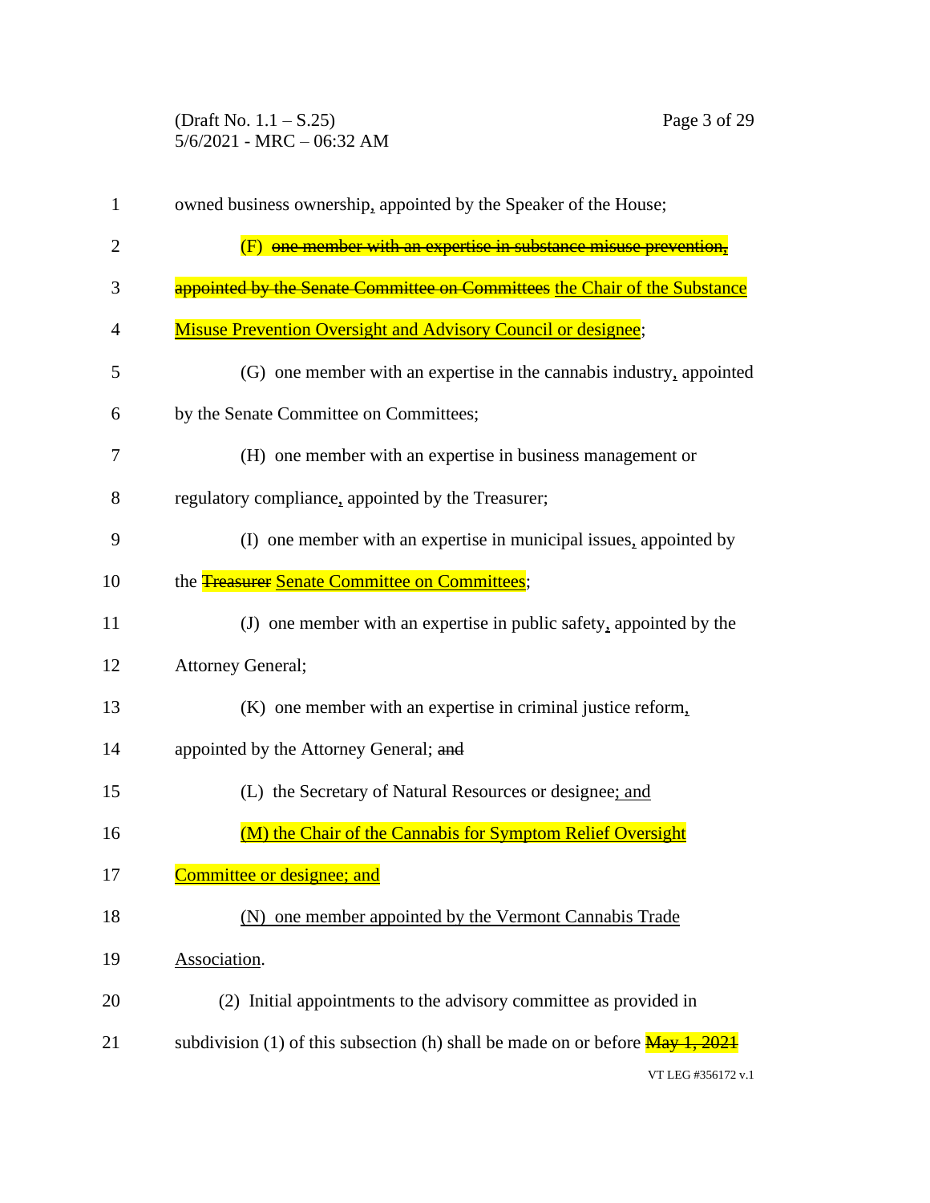owned business ownership, appointed by the Speaker of the House;

(F) ~~one member with an expertise in substance misuse prevention, appointed by the Senate Committee on Committees~~ the Chair of the Substance Misuse Prevention Oversight and Advisory Council or designee;

(G) one member with an expertise in the cannabis industry, appointed by the Senate Committee on Committees;

(H) one member with an expertise in business management or regulatory compliance, appointed by the Treasurer;

(I) one member with an expertise in municipal issues, appointed by the ~~Treasurer~~ Senate Committee on Committees;

(J) one member with an expertise in public safety, appointed by the Attorney General;

(K) one member with an expertise in criminal justice reform, appointed by the Attorney General; ~~and~~

(L) the Secretary of Natural Resources or designee; and

(M) the Chair of the Cannabis for Symptom Relief Oversight Committee or designee; and

(N) one member appointed by the Vermont Cannabis Trade Association.

(2) Initial appointments to the advisory committee as provided in subdivision (1) of this subsection (h) shall be made on or before ~~May 1, 2021~~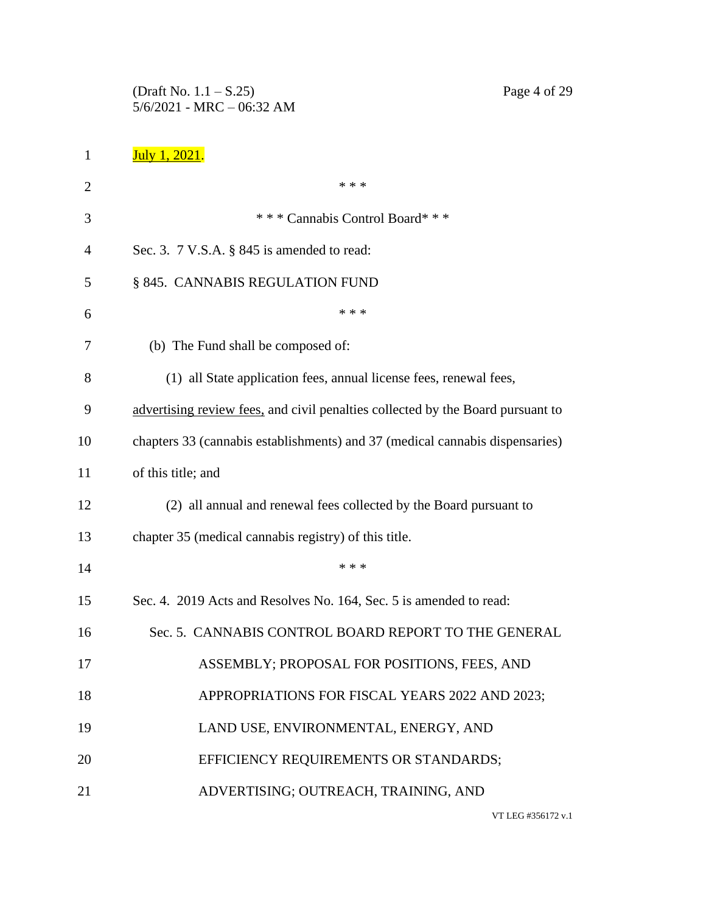July 1, 2021.

\* \* \*

\* \* \* Cannabis Control Board\* \* \*

Sec. 3. 7 V.S.A. § 845 is amended to read:

§ 845. CANNABIS REGULATION FUND

\* \* \*

(b) The Fund shall be composed of:

(1) all State application fees, annual license fees, renewal fees, advertising review fees, and civil penalties collected by the Board pursuant to chapters 33 (cannabis establishments) and 37 (medical cannabis dispensaries) of this title; and

(2) all annual and renewal fees collected by the Board pursuant to chapter 35 (medical cannabis registry) of this title.

\* \* \*

Sec. 4. 2019 Acts and Resolves No. 164, Sec. 5 is amended to read:

Sec. 5. CANNABIS CONTROL BOARD REPORT TO THE GENERAL ASSEMBLY; PROPOSAL FOR POSITIONS, FEES, AND APPROPRIATIONS FOR FISCAL YEARS 2022 AND 2023; LAND USE, ENVIRONMENTAL, ENERGY, AND EFFICIENCY REQUIREMENTS OR STANDARDS; ADVERTISING; OUTREACH, TRAINING, AND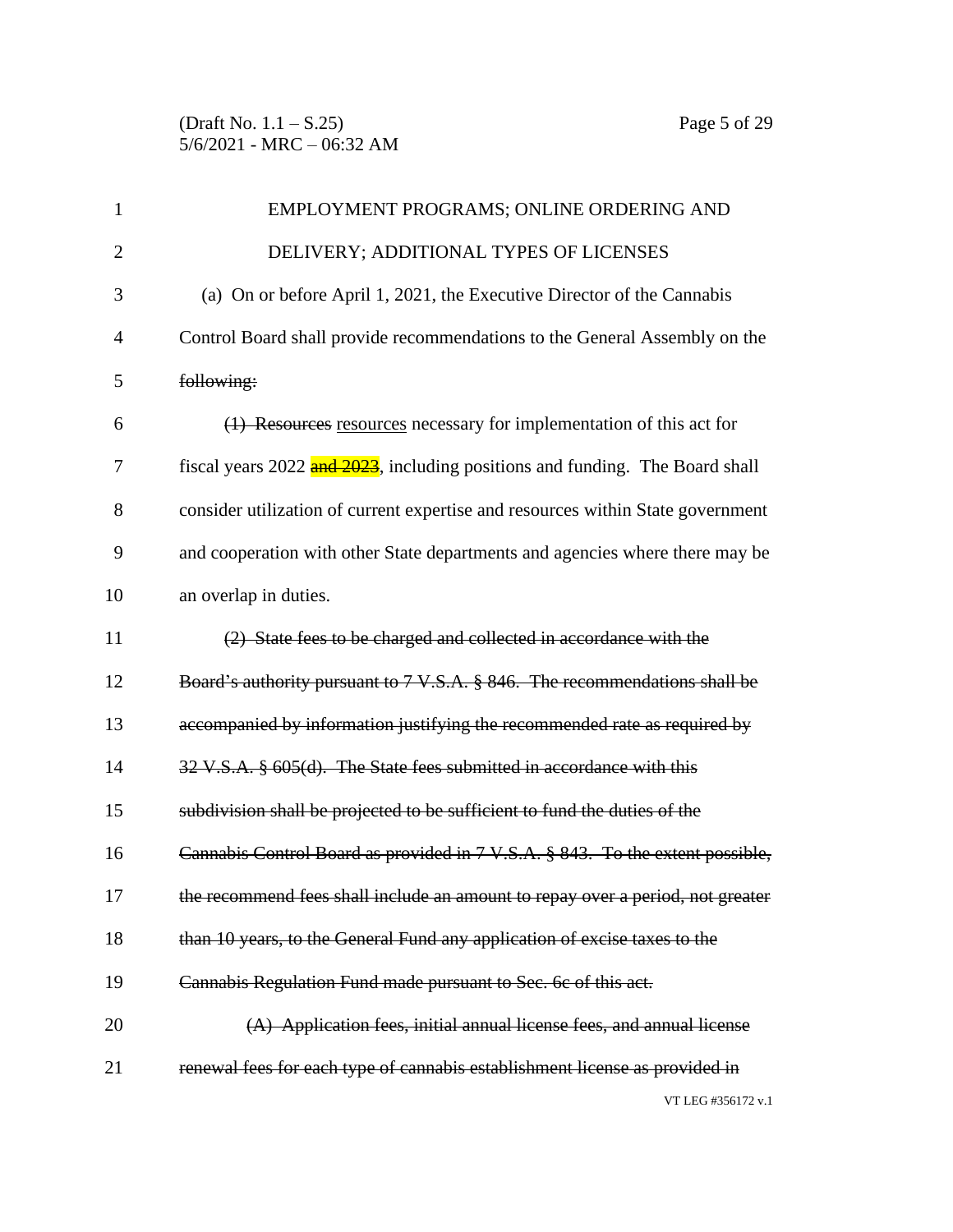EMPLOYMENT PROGRAMS; ONLINE ORDERING AND DELIVERY; ADDITIONAL TYPES OF LICENSES

(a) On or before April 1, 2021, the Executive Director of the Cannabis Control Board shall provide recommendations to the General Assembly on the ~~following:~~

~~(1) Resources~~ <u>resources</u> necessary for implementation of this act for fiscal years 2022 ~~and 2023~~, including positions and funding. The Board shall consider utilization of current expertise and resources within State government and cooperation with other State departments and agencies where there may be an overlap in duties.

~~(2) State fees to be charged and collected in accordance with the Board's authority pursuant to 7 V.S.A. § 846. The recommendations shall be accompanied by information justifying the recommended rate as required by 32 V.S.A. § 605(d). The State fees submitted in accordance with this subdivision shall be projected to be sufficient to fund the duties of the Cannabis Control Board as provided in 7 V.S.A. § 843. To the extent possible, the recommend fees shall include an amount to repay over a period, not greater than 10 years, to the General Fund any application of excise taxes to the Cannabis Regulation Fund made pursuant to Sec. 6c of this act.~~

~~(A) Application fees, initial annual license fees, and annual license renewal fees for each type of cannabis establishment license as provided in~~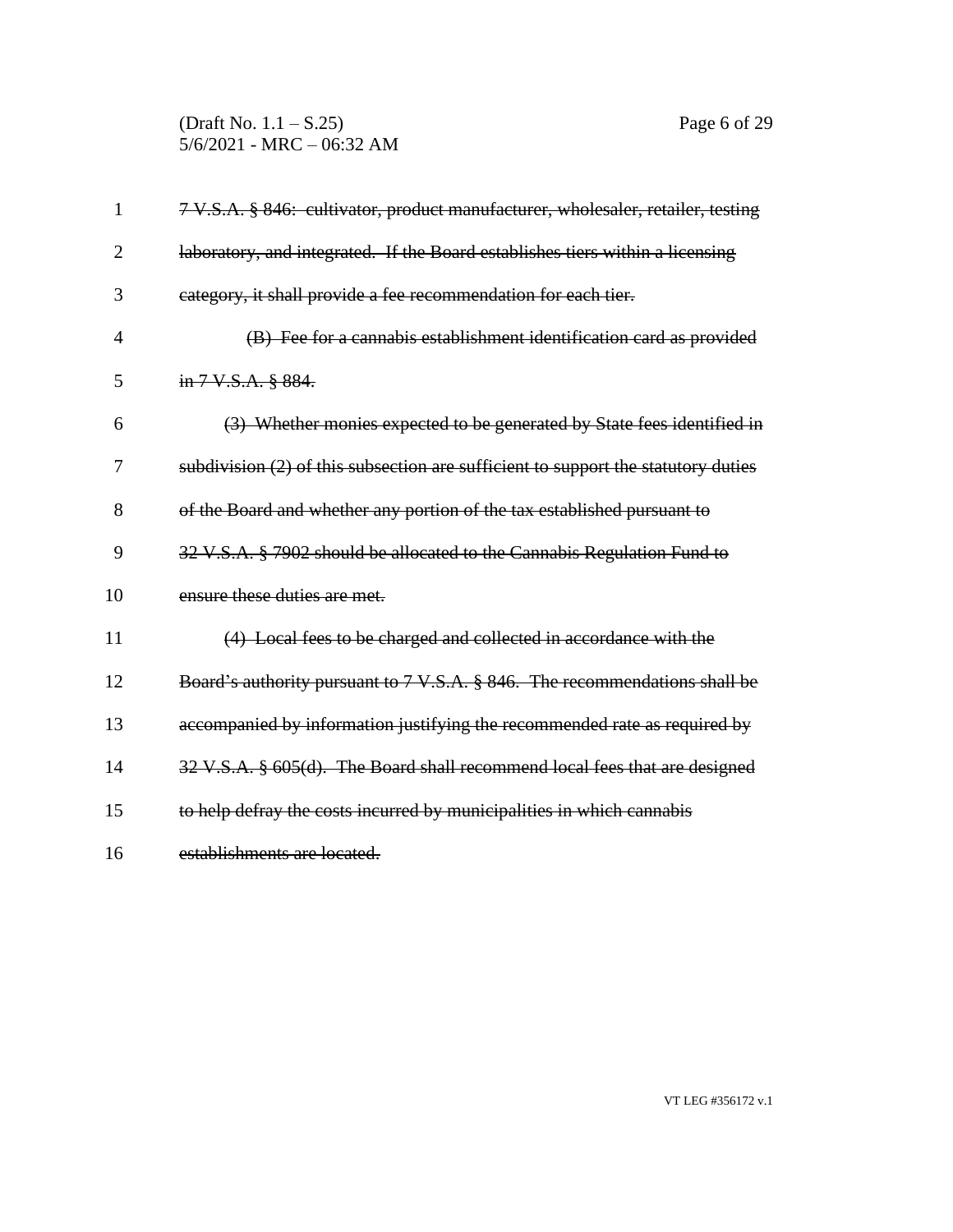~~7 V.S.A. § 846: cultivator, product manufacturer, wholesaler, retailer, testing laboratory, and integrated. If the Board establishes tiers within a licensing category, it shall provide a fee recommendation for each tier.~~

~~(B) Fee for a cannabis establishment identification card as provided in 7 V.S.A. § 884.~~

~~(3) Whether monies expected to be generated by State fees identified in subdivision (2) of this subsection are sufficient to support the statutory duties of the Board and whether any portion of the tax established pursuant to 32 V.S.A. § 7902 should be allocated to the Cannabis Regulation Fund to ensure these duties are met.~~

~~(4) Local fees to be charged and collected in accordance with the Board's authority pursuant to 7 V.S.A. § 846. The recommendations shall be accompanied by information justifying the recommended rate as required by 32 V.S.A. § 605(d). The Board shall recommend local fees that are designed to help defray the costs incurred by municipalities in which cannabis establishments are located.~~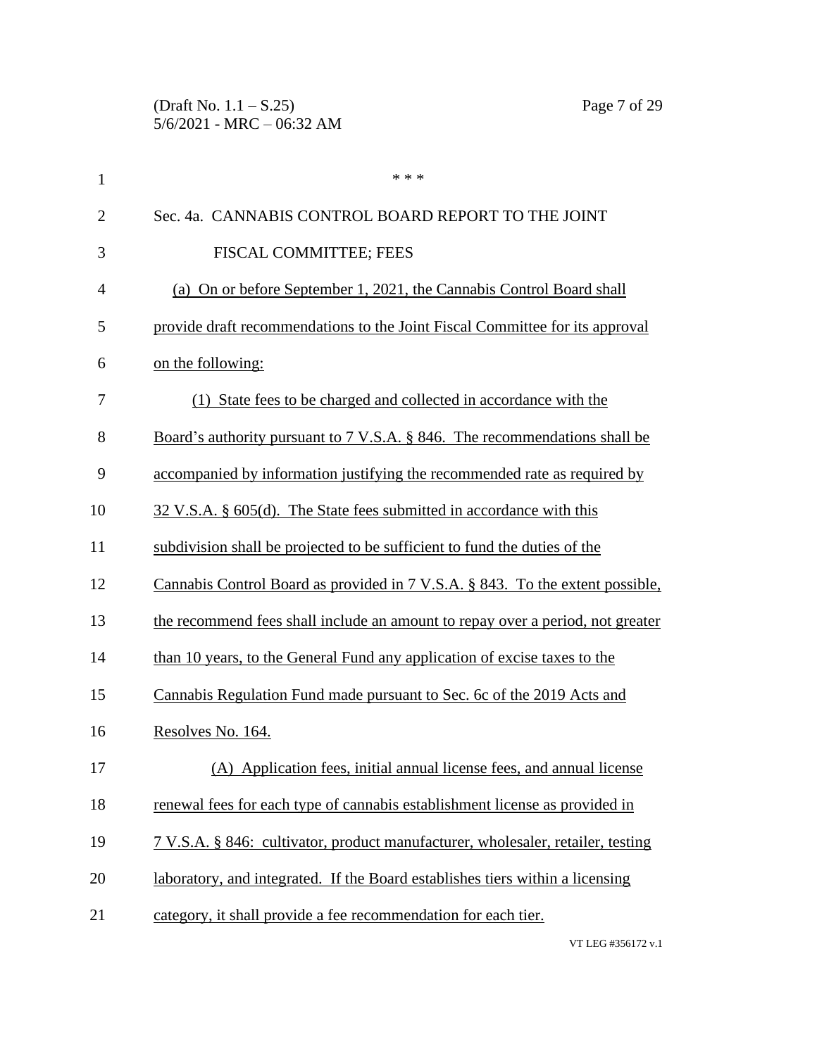\* \* \*

Sec. 4a. CANNABIS CONTROL BOARD REPORT TO THE JOINT FISCAL COMMITTEE; FEES

(a) On or before September 1, 2021, the Cannabis Control Board shall provide draft recommendations to the Joint Fiscal Committee for its approval on the following:

(1) State fees to be charged and collected in accordance with the Board's authority pursuant to 7 V.S.A. § 846. The recommendations shall be accompanied by information justifying the recommended rate as required by 32 V.S.A. § 605(d). The State fees submitted in accordance with this subdivision shall be projected to be sufficient to fund the duties of the Cannabis Control Board as provided in 7 V.S.A. § 843. To the extent possible, the recommend fees shall include an amount to repay over a period, not greater than 10 years, to the General Fund any application of excise taxes to the Cannabis Regulation Fund made pursuant to Sec. 6c of the 2019 Acts and Resolves No. 164.

(A) Application fees, initial annual license fees, and annual license renewal fees for each type of cannabis establishment license as provided in 7 V.S.A. § 846: cultivator, product manufacturer, wholesaler, retailer, testing laboratory, and integrated. If the Board establishes tiers within a licensing category, it shall provide a fee recommendation for each tier.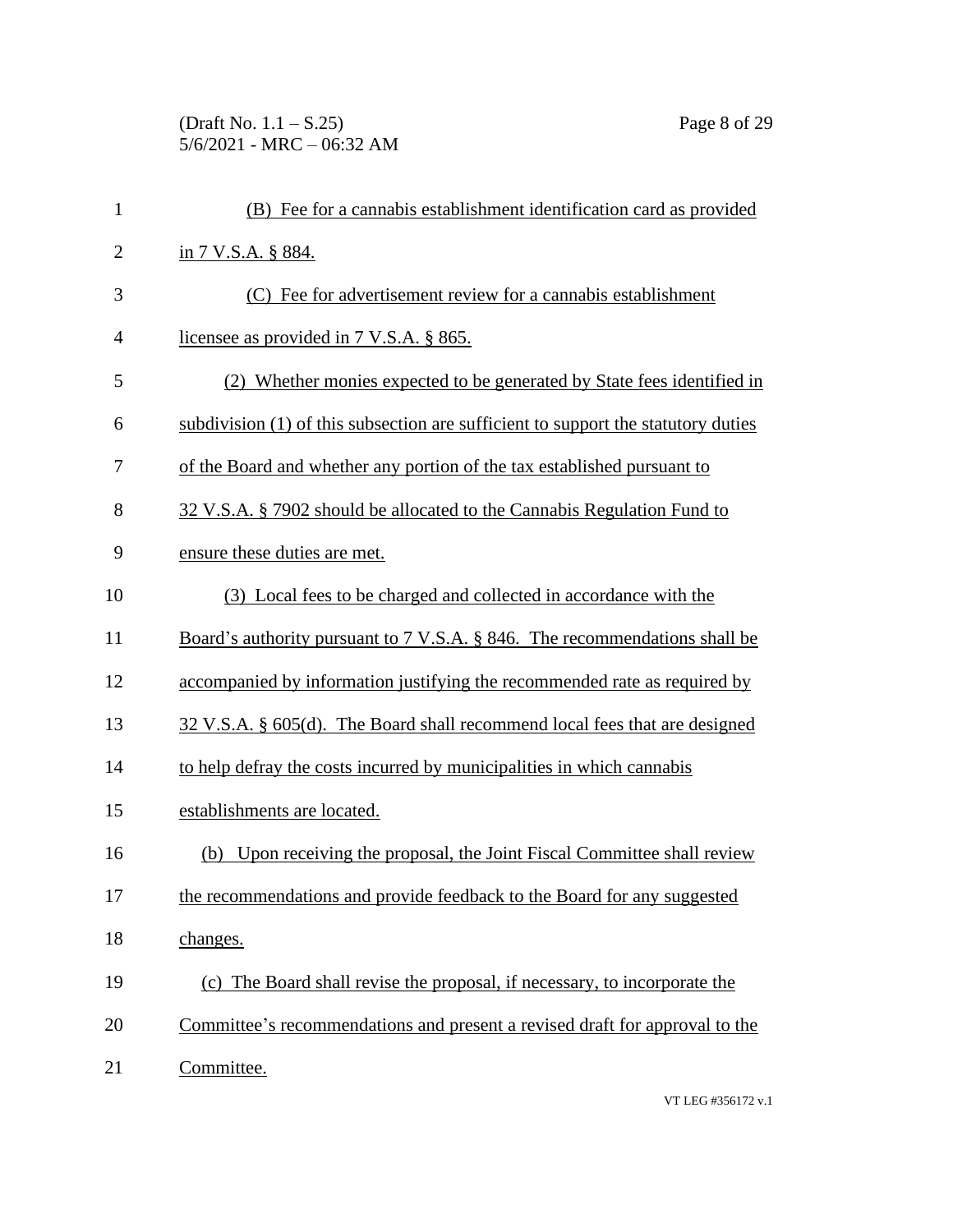(B) Fee for a cannabis establishment identification card as provided in 7 V.S.A. § 884.

(C) Fee for advertisement review for a cannabis establishment licensee as provided in 7 V.S.A. § 865.

(2) Whether monies expected to be generated by State fees identified in subdivision (1) of this subsection are sufficient to support the statutory duties of the Board and whether any portion of the tax established pursuant to 32 V.S.A. § 7902 should be allocated to the Cannabis Regulation Fund to ensure these duties are met.

(3) Local fees to be charged and collected in accordance with the Board's authority pursuant to 7 V.S.A. § 846. The recommendations shall be accompanied by information justifying the recommended rate as required by 32 V.S.A. § 605(d). The Board shall recommend local fees that are designed to help defray the costs incurred by municipalities in which cannabis establishments are located.

(b) Upon receiving the proposal, the Joint Fiscal Committee shall review the recommendations and provide feedback to the Board for any suggested changes.

(c) The Board shall revise the proposal, if necessary, to incorporate the Committee's recommendations and present a revised draft for approval to the Committee.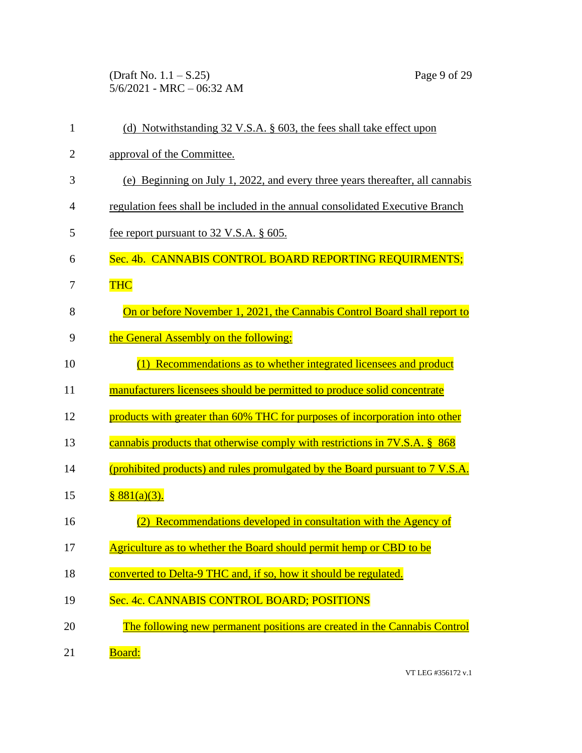(d) Notwithstanding 32 V.S.A. § 603, the fees shall take effect upon approval of the Committee.

(e) Beginning on July 1, 2022, and every three years thereafter, all cannabis regulation fees shall be included in the annual consolidated Executive Branch fee report pursuant to 32 V.S.A. § 605.

Sec. 4b. CANNABIS CONTROL BOARD REPORTING REQUIRMENTS; THC

On or before November 1, 2021, the Cannabis Control Board shall report to the General Assembly on the following:

(1) Recommendations as to whether integrated licensees and product manufacturers licensees should be permitted to produce solid concentrate products with greater than 60% THC for purposes of incorporation into other cannabis products that otherwise comply with restrictions in 7V.S.A. § 868 (prohibited products) and rules promulgated by the Board pursuant to 7 V.S.A. § 881(a)(3).

(2) Recommendations developed in consultation with the Agency of Agriculture as to whether the Board should permit hemp or CBD to be converted to Delta-9 THC and, if so, how it should be regulated.

Sec. 4c. CANNABIS CONTROL BOARD; POSITIONS

The following new permanent positions are created in the Cannabis Control Board: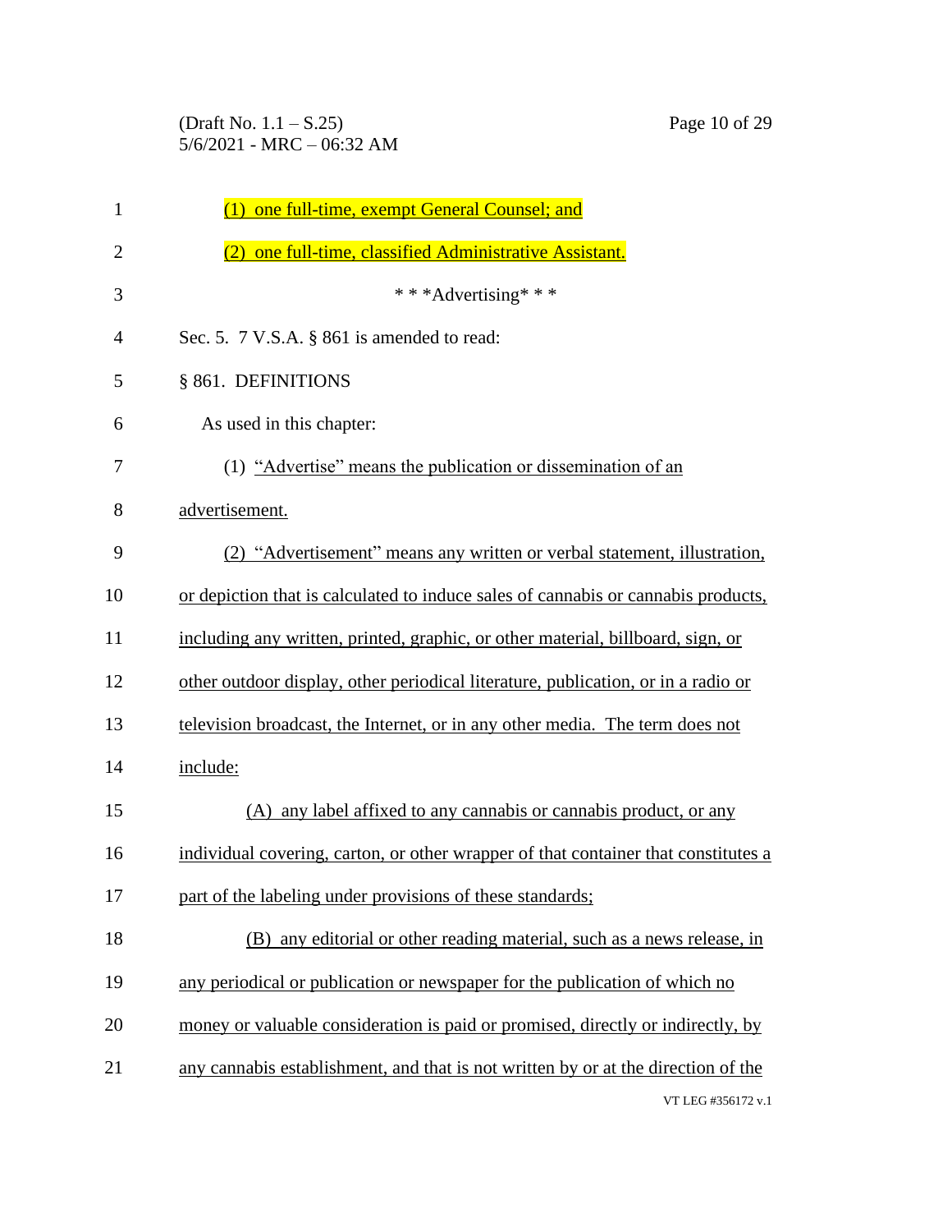(1) one full-time, exempt General Counsel; and

(2) one full-time, classified Administrative Assistant.

* * *Advertising* * *

Sec. 5. 7 V.S.A. § 861 is amended to read:

§ 861. DEFINITIONS

As used in this chapter:

(1) "Advertise" means the publication or dissemination of an advertisement.

(2) "Advertisement" means any written or verbal statement, illustration, or depiction that is calculated to induce sales of cannabis or cannabis products, including any written, printed, graphic, or other material, billboard, sign, or other outdoor display, other periodical literature, publication, or in a radio or television broadcast, the Internet, or in any other media. The term does not include:

(A) any label affixed to any cannabis or cannabis product, or any individual covering, carton, or other wrapper of that container that constitutes a part of the labeling under provisions of these standards;

(B) any editorial or other reading material, such as a news release, in any periodical or publication or newspaper for the publication of which no money or valuable consideration is paid or promised, directly or indirectly, by any cannabis establishment, and that is not written by or at the direction of the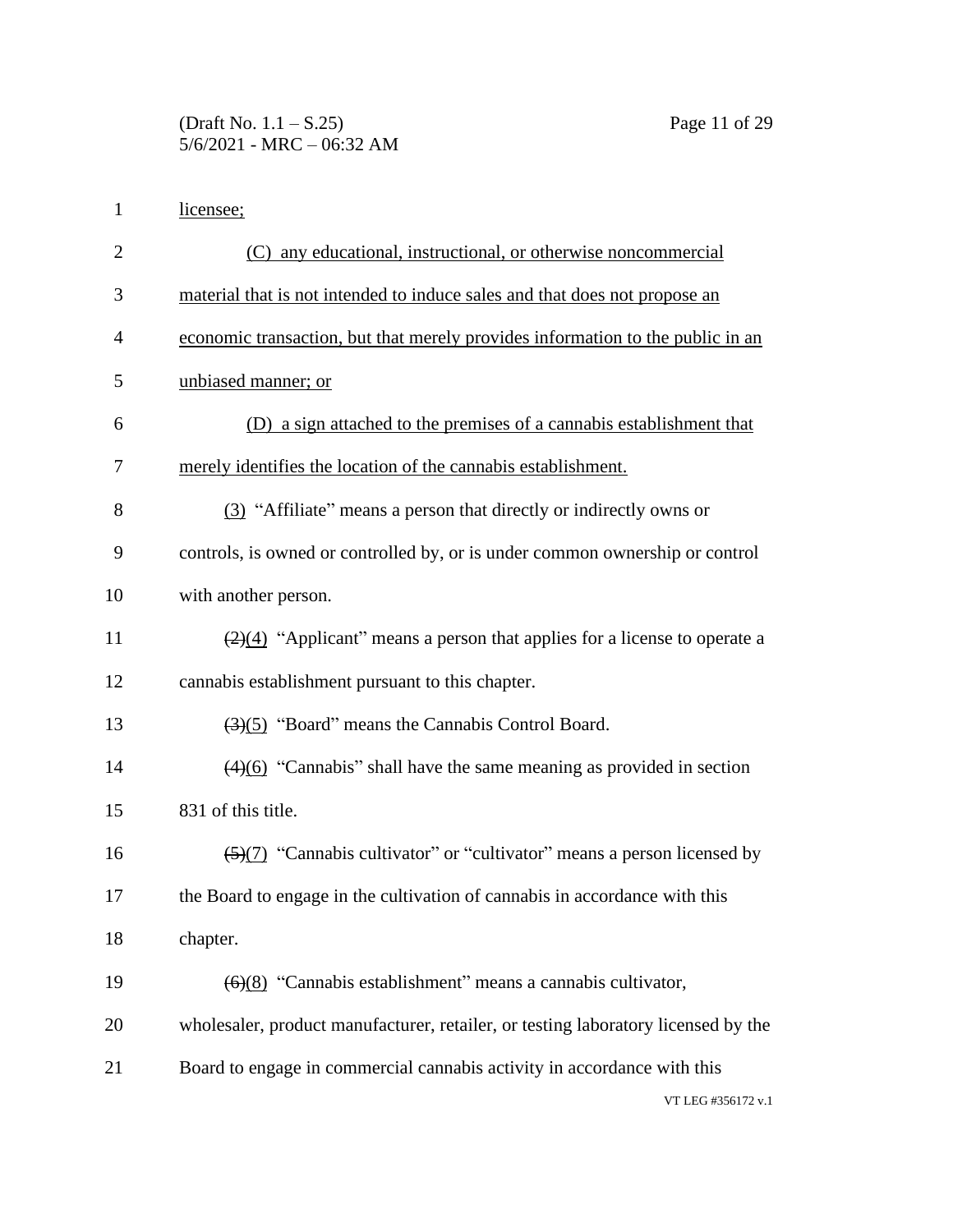<u>licensee;</u>

<u>(C) any educational, instructional, or otherwise noncommercial material that is not intended to induce sales and that does not propose an economic transaction, but that merely provides information to the public in an unbiased manner; or</u>

<u>(D) a sign attached to the premises of a cannabis establishment that merely identifies the location of the cannabis establishment.</u>

<u>(3)</u> "Affiliate" means a person that directly or indirectly owns or controls, is owned or controlled by, or is under common ownership or control with another person.

~~(2)~~<u>(4)</u> "Applicant" means a person that applies for a license to operate a cannabis establishment pursuant to this chapter.

~~(3)~~<u>(5)</u> "Board" means the Cannabis Control Board.

~~(4)~~<u>(6)</u> "Cannabis" shall have the same meaning as provided in section 831 of this title.

~~(5)~~<u>(7)</u> "Cannabis cultivator" or "cultivator" means a person licensed by the Board to engage in the cultivation of cannabis in accordance with this chapter.

~~(6)~~<u>(8)</u> "Cannabis establishment" means a cannabis cultivator, wholesaler, product manufacturer, retailer, or testing laboratory licensed by the Board to engage in commercial cannabis activity in accordance with this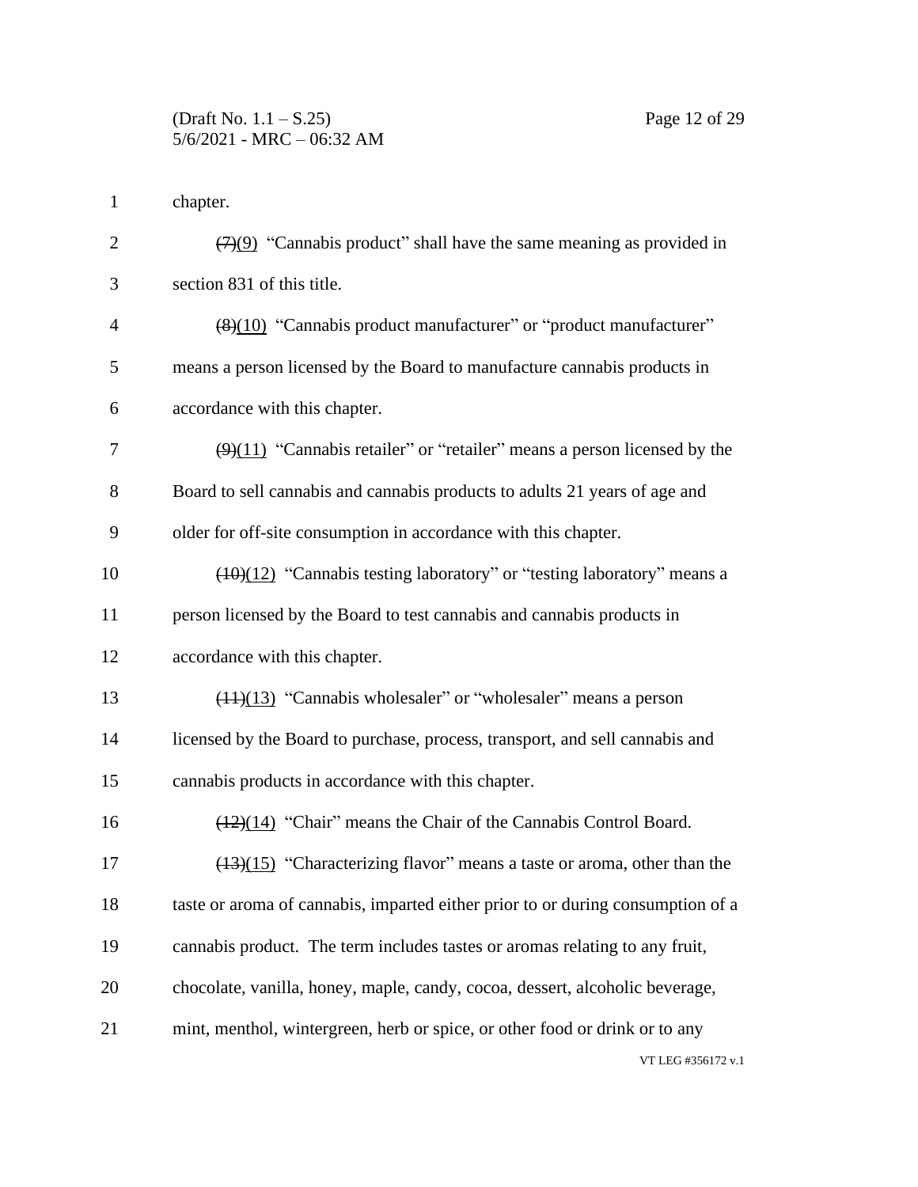chapter.

~~(7)~~(9) "Cannabis product" shall have the same meaning as provided in section 831 of this title.

~~(8)~~(10) "Cannabis product manufacturer" or "product manufacturer" means a person licensed by the Board to manufacture cannabis products in accordance with this chapter.

~~(9)~~(11) "Cannabis retailer" or "retailer" means a person licensed by the Board to sell cannabis and cannabis products to adults 21 years of age and older for off-site consumption in accordance with this chapter.

~~(10)~~(12) "Cannabis testing laboratory" or "testing laboratory" means a person licensed by the Board to test cannabis and cannabis products in accordance with this chapter.

~~(11)~~(13) "Cannabis wholesaler" or "wholesaler" means a person licensed by the Board to purchase, process, transport, and sell cannabis and cannabis products in accordance with this chapter.

~~(12)~~(14) "Chair" means the Chair of the Cannabis Control Board.

~~(13)~~(15) "Characterizing flavor" means a taste or aroma, other than the taste or aroma of cannabis, imparted either prior to or during consumption of a cannabis product. The term includes tastes or aromas relating to any fruit, chocolate, vanilla, honey, maple, candy, cocoa, dessert, alcoholic beverage, mint, menthol, wintergreen, herb or spice, or other food or drink or to any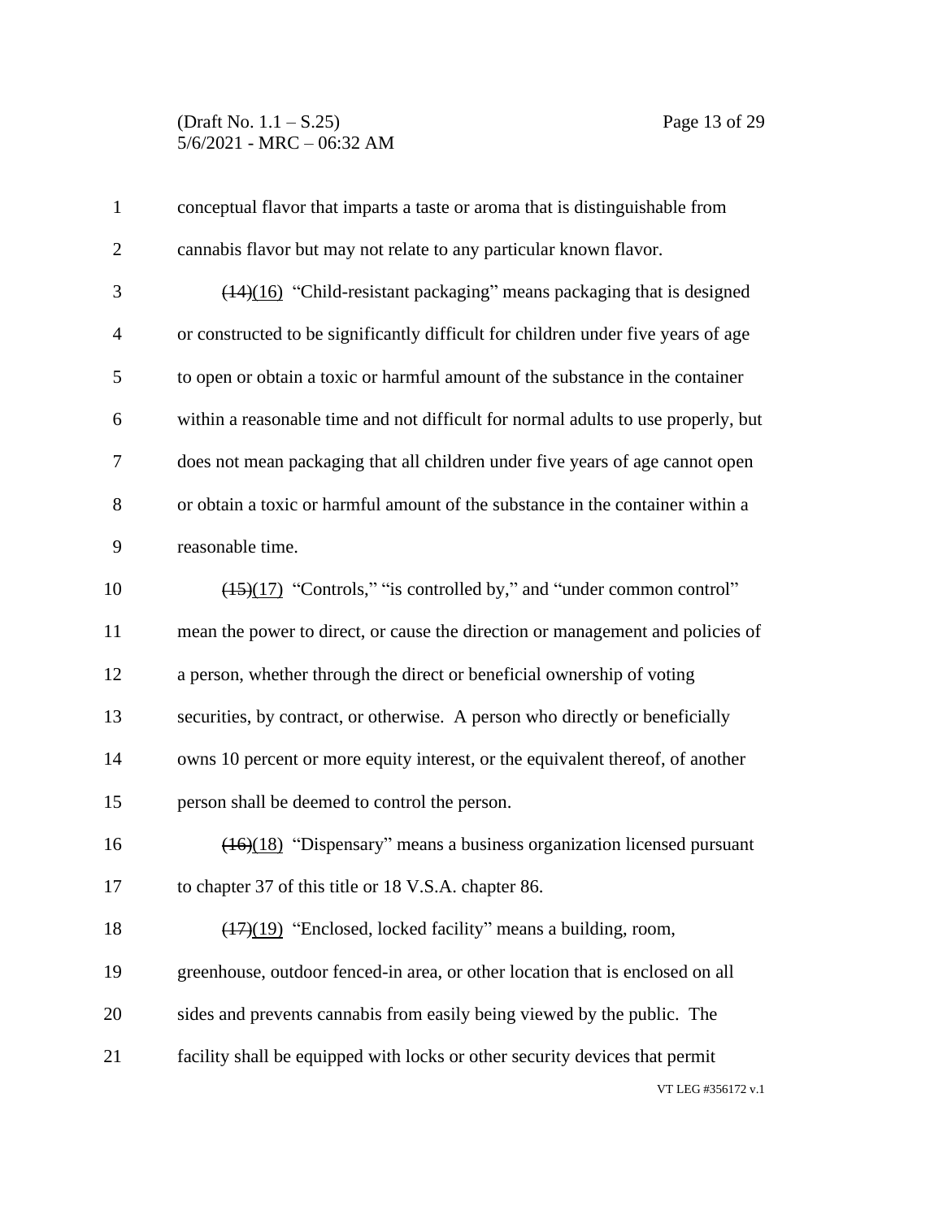conceptual flavor that imparts a taste or aroma that is distinguishable from cannabis flavor but may not relate to any particular known flavor.

~~(14)~~(16) "Child-resistant packaging" means packaging that is designed or constructed to be significantly difficult for children under five years of age to open or obtain a toxic or harmful amount of the substance in the container within a reasonable time and not difficult for normal adults to use properly, but does not mean packaging that all children under five years of age cannot open or obtain a toxic or harmful amount of the substance in the container within a reasonable time.

~~(15)~~(17) "Controls," "is controlled by," and "under common control" mean the power to direct, or cause the direction or management and policies of a person, whether through the direct or beneficial ownership of voting securities, by contract, or otherwise. A person who directly or beneficially owns 10 percent or more equity interest, or the equivalent thereof, of another person shall be deemed to control the person.

~~(16)~~(18) "Dispensary" means a business organization licensed pursuant to chapter 37 of this title or 18 V.S.A. chapter 86.

~~(17)~~(19) "Enclosed, locked facility" means a building, room, greenhouse, outdoor fenced-in area, or other location that is enclosed on all sides and prevents cannabis from easily being viewed by the public. The facility shall be equipped with locks or other security devices that permit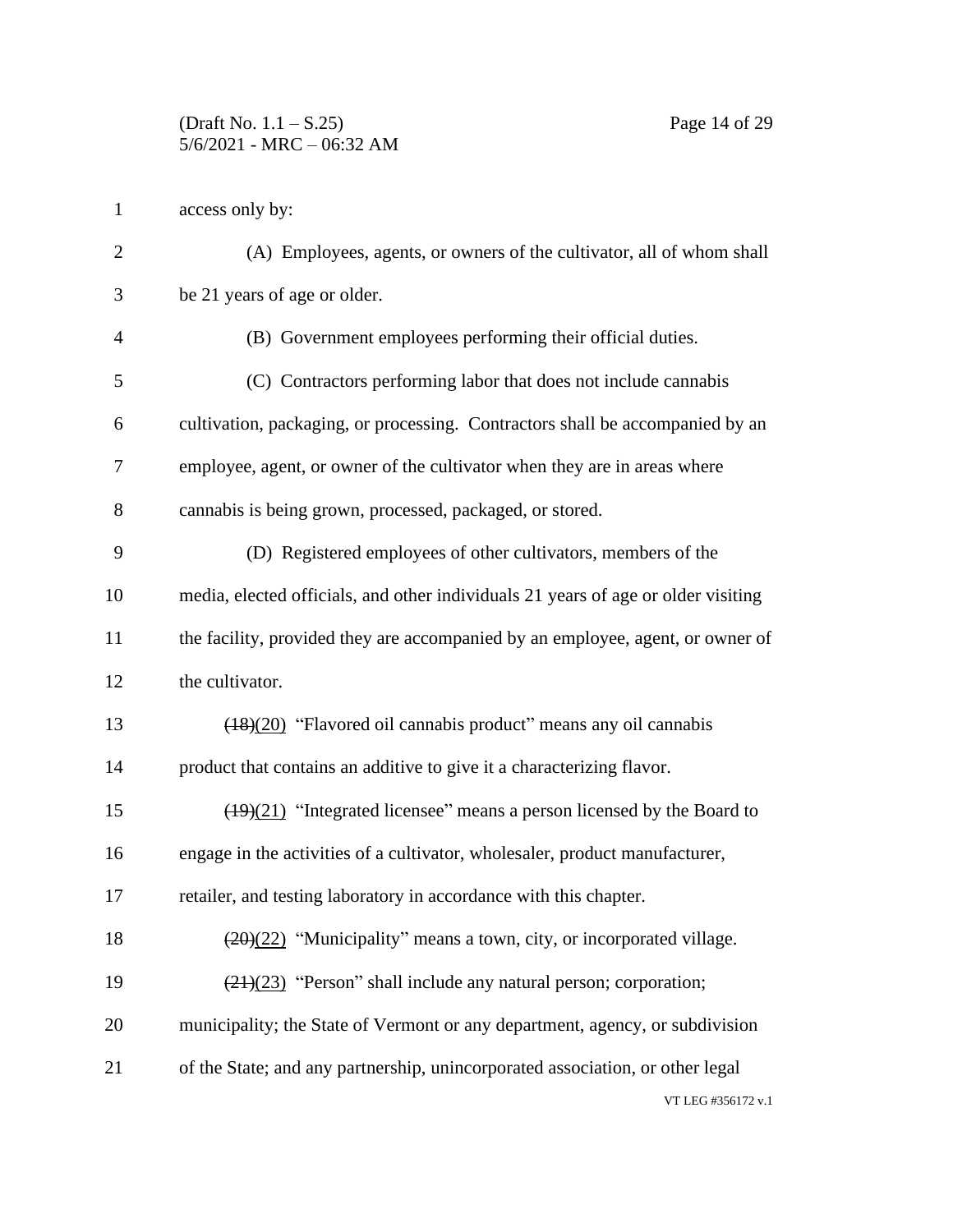access only by:

(A) Employees, agents, or owners of the cultivator, all of whom shall be 21 years of age or older.

(B) Government employees performing their official duties.

(C) Contractors performing labor that does not include cannabis cultivation, packaging, or processing. Contractors shall be accompanied by an employee, agent, or owner of the cultivator when they are in areas where cannabis is being grown, processed, packaged, or stored.

(D) Registered employees of other cultivators, members of the media, elected officials, and other individuals 21 years of age or older visiting the facility, provided they are accompanied by an employee, agent, or owner of the cultivator.

~~(18)~~(20) "Flavored oil cannabis product" means any oil cannabis product that contains an additive to give it a characterizing flavor.

~~(19)~~(21) "Integrated licensee" means a person licensed by the Board to engage in the activities of a cultivator, wholesaler, product manufacturer, retailer, and testing laboratory in accordance with this chapter.

~~(20)~~(22) "Municipality" means a town, city, or incorporated village.

~~(21)~~(23) "Person" shall include any natural person; corporation; municipality; the State of Vermont or any department, agency, or subdivision of the State; and any partnership, unincorporated association, or other legal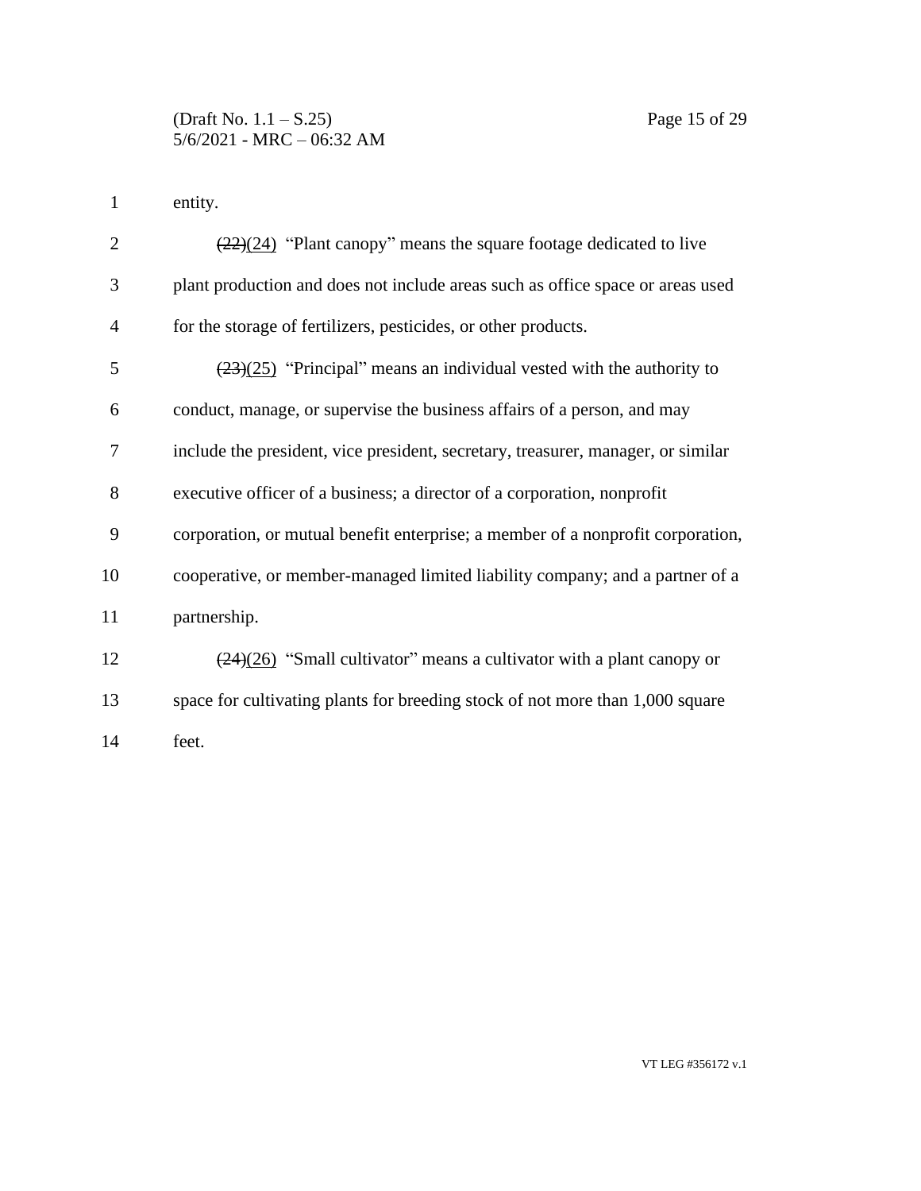entity.

~~(22)~~(24) "Plant canopy" means the square footage dedicated to live plant production and does not include areas such as office space or areas used for the storage of fertilizers, pesticides, or other products.

~~(23)~~(25) "Principal" means an individual vested with the authority to conduct, manage, or supervise the business affairs of a person, and may include the president, vice president, secretary, treasurer, manager, or similar executive officer of a business; a director of a corporation, nonprofit corporation, or mutual benefit enterprise; a member of a nonprofit corporation, cooperative, or member-managed limited liability company; and a partner of a partnership.

~~(24)~~(26) "Small cultivator" means a cultivator with a plant canopy or space for cultivating plants for breeding stock of not more than 1,000 square feet.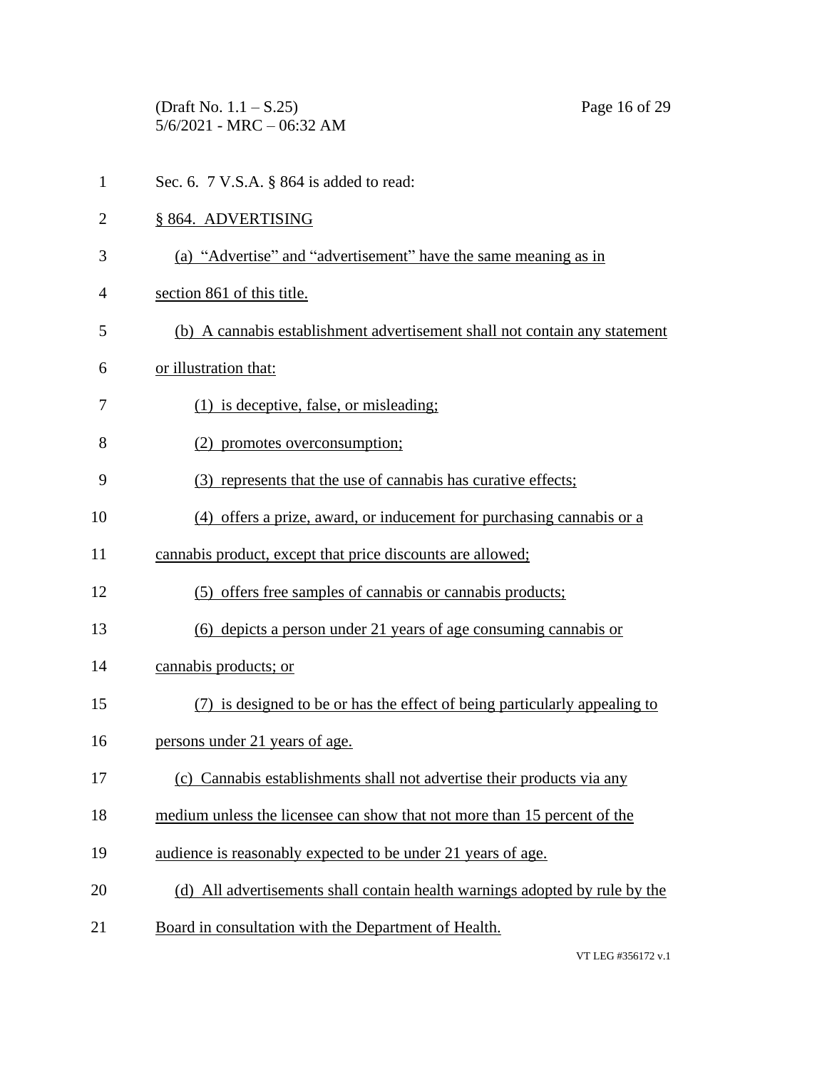Sec. 6. 7 V.S.A. § 864 is added to read:

§ 864. ADVERTISING

(a) "Advertise" and "advertisement" have the same meaning as in section 861 of this title.

(b) A cannabis establishment advertisement shall not contain any statement or illustration that:

(1) is deceptive, false, or misleading;

(2) promotes overconsumption;

(3) represents that the use of cannabis has curative effects;

(4) offers a prize, award, or inducement for purchasing cannabis or a cannabis product, except that price discounts are allowed;

(5) offers free samples of cannabis or cannabis products;

(6) depicts a person under 21 years of age consuming cannabis or cannabis products; or

(7) is designed to be or has the effect of being particularly appealing to persons under 21 years of age.

(c) Cannabis establishments shall not advertise their products via any medium unless the licensee can show that not more than 15 percent of the audience is reasonably expected to be under 21 years of age.

(d) All advertisements shall contain health warnings adopted by rule by the Board in consultation with the Department of Health.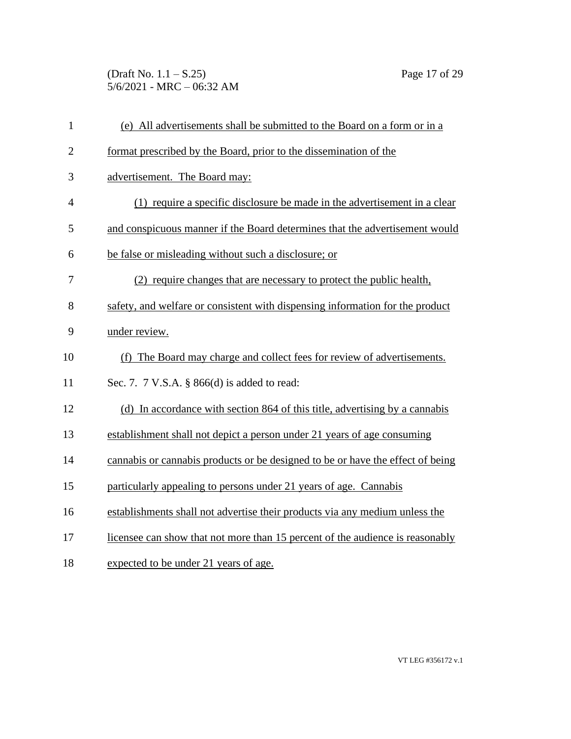(e) All advertisements shall be submitted to the Board on a form or in a format prescribed by the Board, prior to the dissemination of the advertisement. The Board may:

(1) require a specific disclosure be made in the advertisement in a clear and conspicuous manner if the Board determines that the advertisement would be false or misleading without such a disclosure; or

(2) require changes that are necessary to protect the public health, safety, and welfare or consistent with dispensing information for the product under review.

(f) The Board may charge and collect fees for review of advertisements.

Sec. 7. 7 V.S.A. § 866(d) is added to read:

(d) In accordance with section 864 of this title, advertising by a cannabis establishment shall not depict a person under 21 years of age consuming cannabis or cannabis products or be designed to be or have the effect of being particularly appealing to persons under 21 years of age. Cannabis establishments shall not advertise their products via any medium unless the licensee can show that not more than 15 percent of the audience is reasonably expected to be under 21 years of age.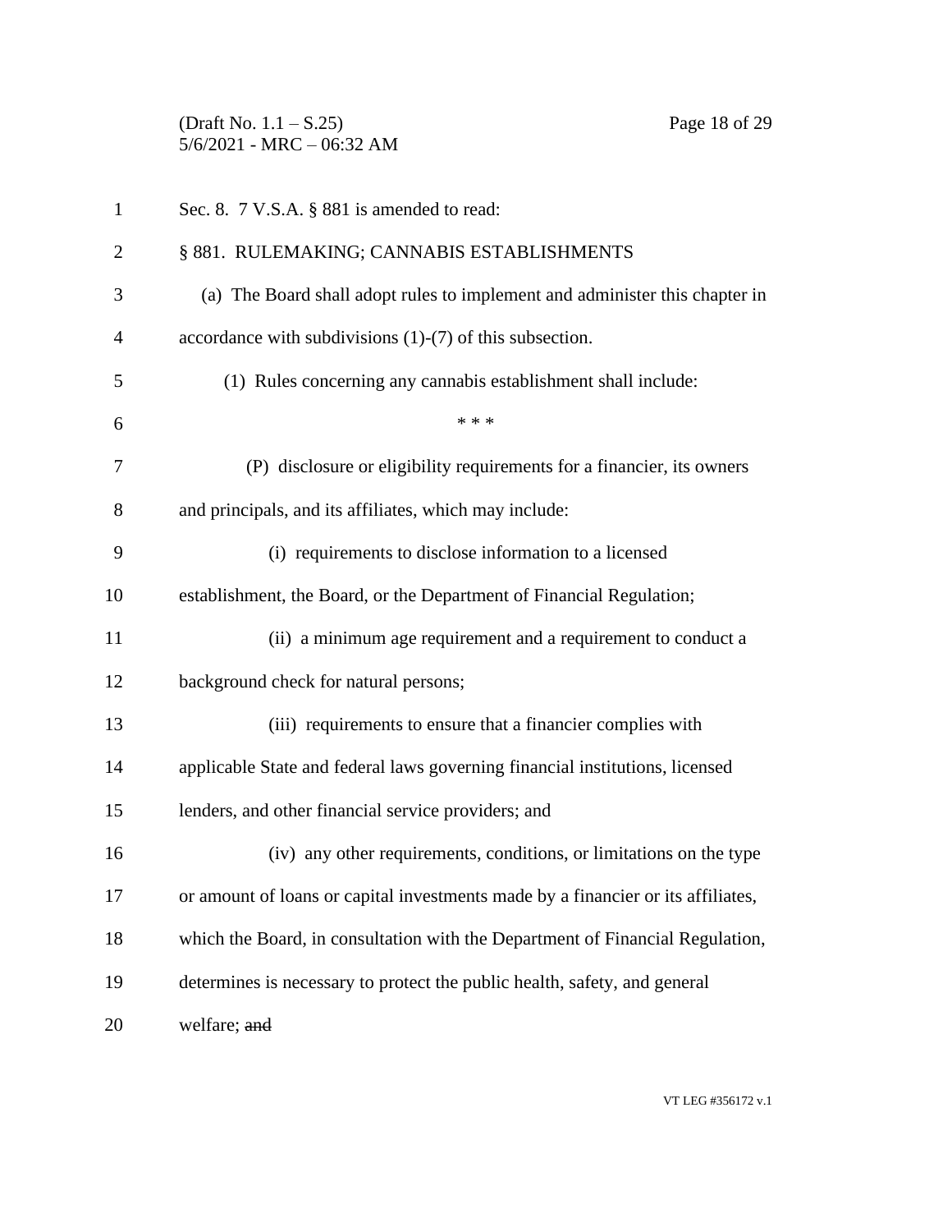Sec. 8. 7 V.S.A. § 881 is amended to read:

§ 881. RULEMAKING; CANNABIS ESTABLISHMENTS

(a) The Board shall adopt rules to implement and administer this chapter in accordance with subdivisions (1)-(7) of this subsection.

(1) Rules concerning any cannabis establishment shall include:

\* \* \*

(P) disclosure or eligibility requirements for a financier, its owners and principals, and its affiliates, which may include:

(i) requirements to disclose information to a licensed establishment, the Board, or the Department of Financial Regulation;

(ii) a minimum age requirement and a requirement to conduct a background check for natural persons;

(iii) requirements to ensure that a financier complies with applicable State and federal laws governing financial institutions, licensed lenders, and other financial service providers; and

(iv) any other requirements, conditions, or limitations on the type or amount of loans or capital investments made by a financier or its affiliates, which the Board, in consultation with the Department of Financial Regulation, determines is necessary to protect the public health, safety, and general welfare; ~~and~~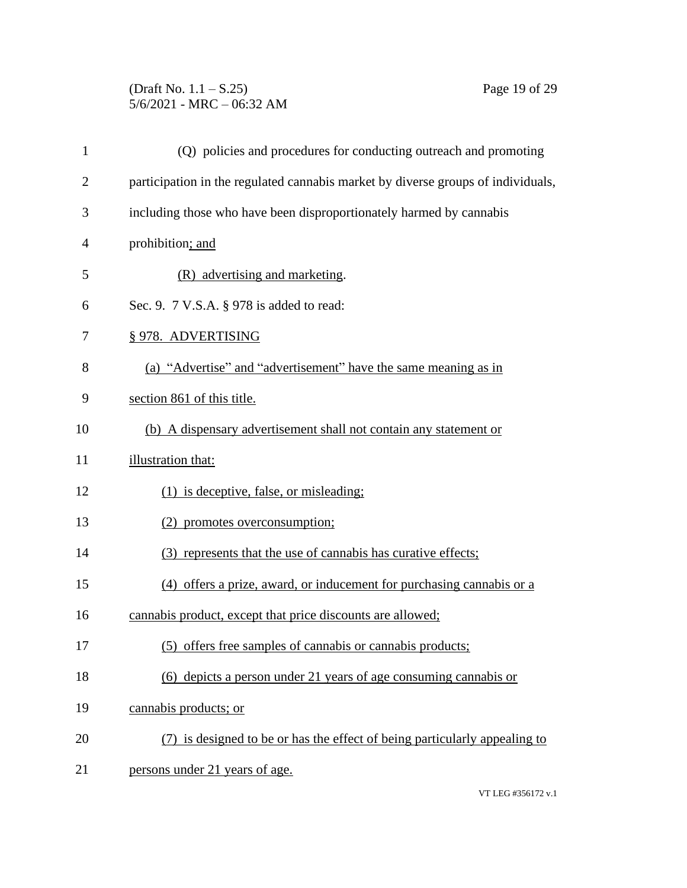(Q) policies and procedures for conducting outreach and promoting participation in the regulated cannabis market by diverse groups of individuals, including those who have been disproportionately harmed by cannabis prohibition; and

(R) advertising and marketing.

Sec. 9. 7 V.S.A. § 978 is added to read:

§ 978. ADVERTISING

(a) "Advertise" and "advertisement" have the same meaning as in section 861 of this title.

(b) A dispensary advertisement shall not contain any statement or illustration that:

(1) is deceptive, false, or misleading;

(2) promotes overconsumption;

(3) represents that the use of cannabis has curative effects;

(4) offers a prize, award, or inducement for purchasing cannabis or a cannabis product, except that price discounts are allowed;

(5) offers free samples of cannabis or cannabis products;

(6) depicts a person under 21 years of age consuming cannabis or cannabis products; or

(7) is designed to be or has the effect of being particularly appealing to persons under 21 years of age.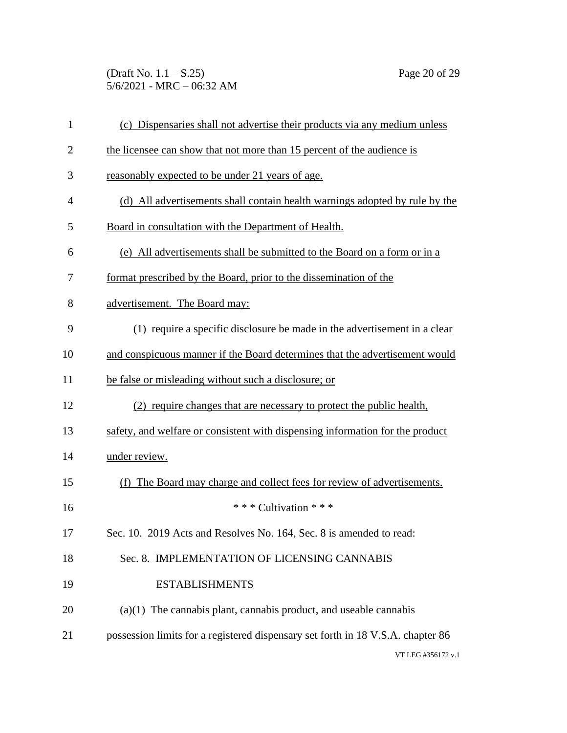(c) Dispensaries shall not advertise their products via any medium unless the licensee can show that not more than 15 percent of the audience is reasonably expected to be under 21 years of age.

(d) All advertisements shall contain health warnings adopted by rule by the Board in consultation with the Department of Health.

(e) All advertisements shall be submitted to the Board on a form or in a format prescribed by the Board, prior to the dissemination of the advertisement. The Board may:

(1) require a specific disclosure be made in the advertisement in a clear and conspicuous manner if the Board determines that the advertisement would be false or misleading without such a disclosure; or

(2) require changes that are necessary to protect the public health, safety, and welfare or consistent with dispensing information for the product under review.

(f) The Board may charge and collect fees for review of advertisements.

\* \* \* Cultivation \* \* \*

Sec. 10. 2019 Acts and Resolves No. 164, Sec. 8 is amended to read:

Sec. 8. IMPLEMENTATION OF LICENSING CANNABIS ESTABLISHMENTS

(a)(1) The cannabis plant, cannabis product, and useable cannabis possession limits for a registered dispensary set forth in 18 V.S.A. chapter 86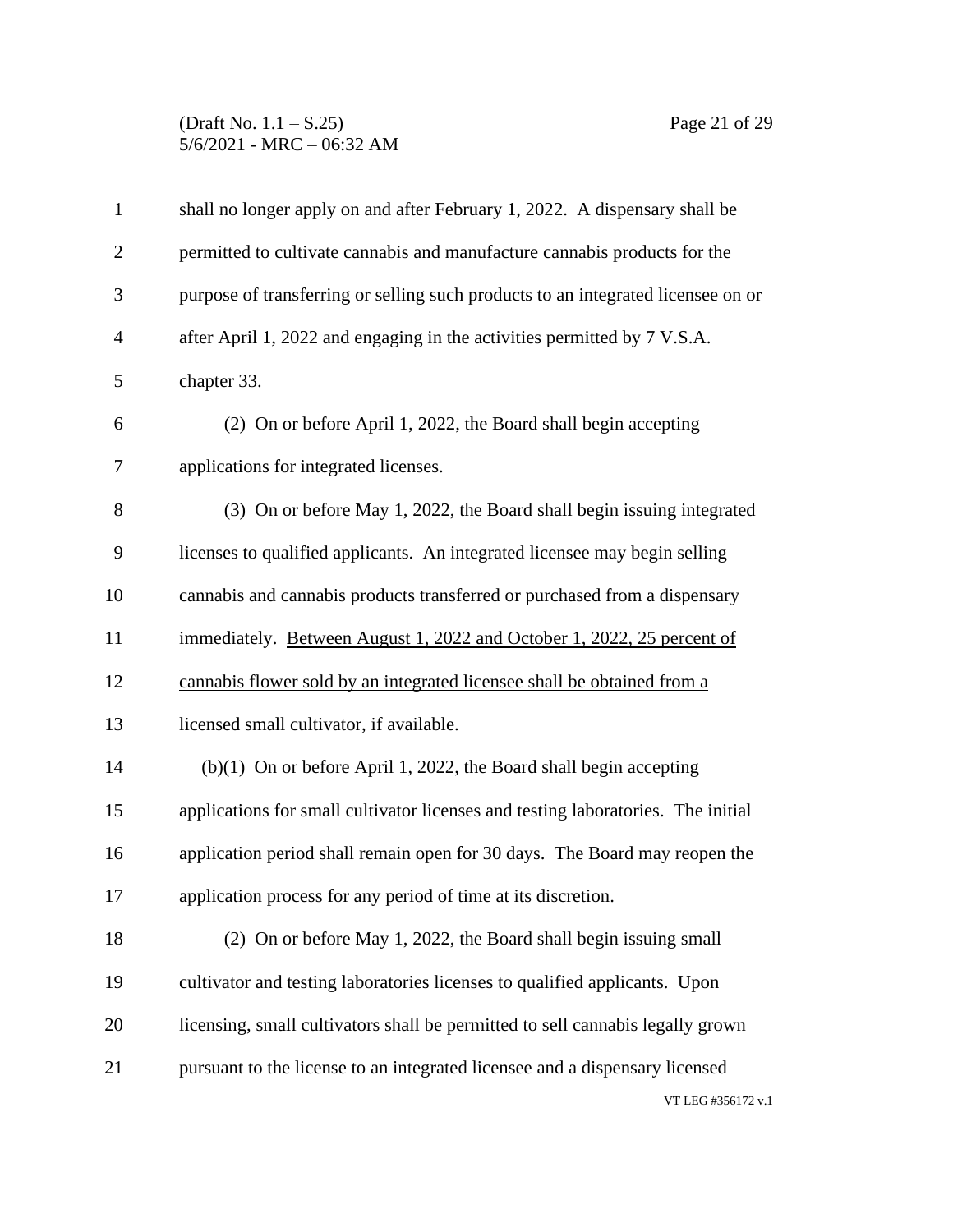shall no longer apply on and after February 1, 2022. A dispensary shall be permitted to cultivate cannabis and manufacture cannabis products for the purpose of transferring or selling such products to an integrated licensee on or after April 1, 2022 and engaging in the activities permitted by 7 V.S.A. chapter 33.

(2) On or before April 1, 2022, the Board shall begin accepting applications for integrated licenses.

(3) On or before May 1, 2022, the Board shall begin issuing integrated licenses to qualified applicants. An integrated licensee may begin selling cannabis and cannabis products transferred or purchased from a dispensary immediately. <u>Between August 1, 2022 and October 1, 2022, 25 percent of cannabis flower sold by an integrated licensee shall be obtained from a licensed small cultivator, if available.</u>

(b)(1) On or before April 1, 2022, the Board shall begin accepting applications for small cultivator licenses and testing laboratories. The initial application period shall remain open for 30 days. The Board may reopen the application process for any period of time at its discretion.

(2) On or before May 1, 2022, the Board shall begin issuing small cultivator and testing laboratories licenses to qualified applicants. Upon licensing, small cultivators shall be permitted to sell cannabis legally grown pursuant to the license to an integrated licensee and a dispensary licensed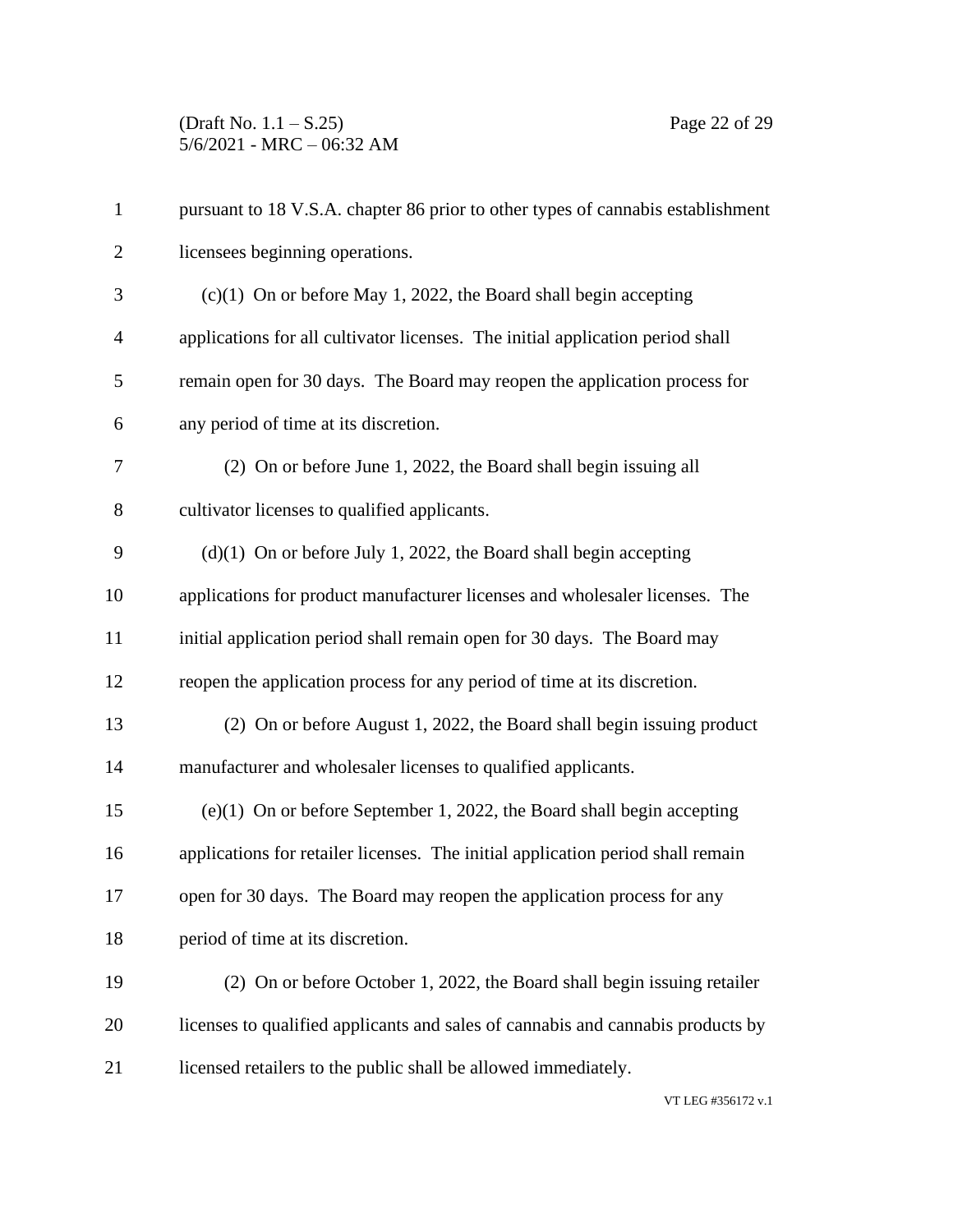pursuant to 18 V.S.A. chapter 86 prior to other types of cannabis establishment licensees beginning operations.

(c)(1) On or before May 1, 2022, the Board shall begin accepting applications for all cultivator licenses. The initial application period shall remain open for 30 days. The Board may reopen the application process for any period of time at its discretion.

(2) On or before June 1, 2022, the Board shall begin issuing all cultivator licenses to qualified applicants.

(d)(1) On or before July 1, 2022, the Board shall begin accepting applications for product manufacturer licenses and wholesaler licenses. The initial application period shall remain open for 30 days. The Board may reopen the application process for any period of time at its discretion.

(2) On or before August 1, 2022, the Board shall begin issuing product manufacturer and wholesaler licenses to qualified applicants.

(e)(1) On or before September 1, 2022, the Board shall begin accepting applications for retailer licenses. The initial application period shall remain open for 30 days. The Board may reopen the application process for any period of time at its discretion.

(2) On or before October 1, 2022, the Board shall begin issuing retailer licenses to qualified applicants and sales of cannabis and cannabis products by licensed retailers to the public shall be allowed immediately.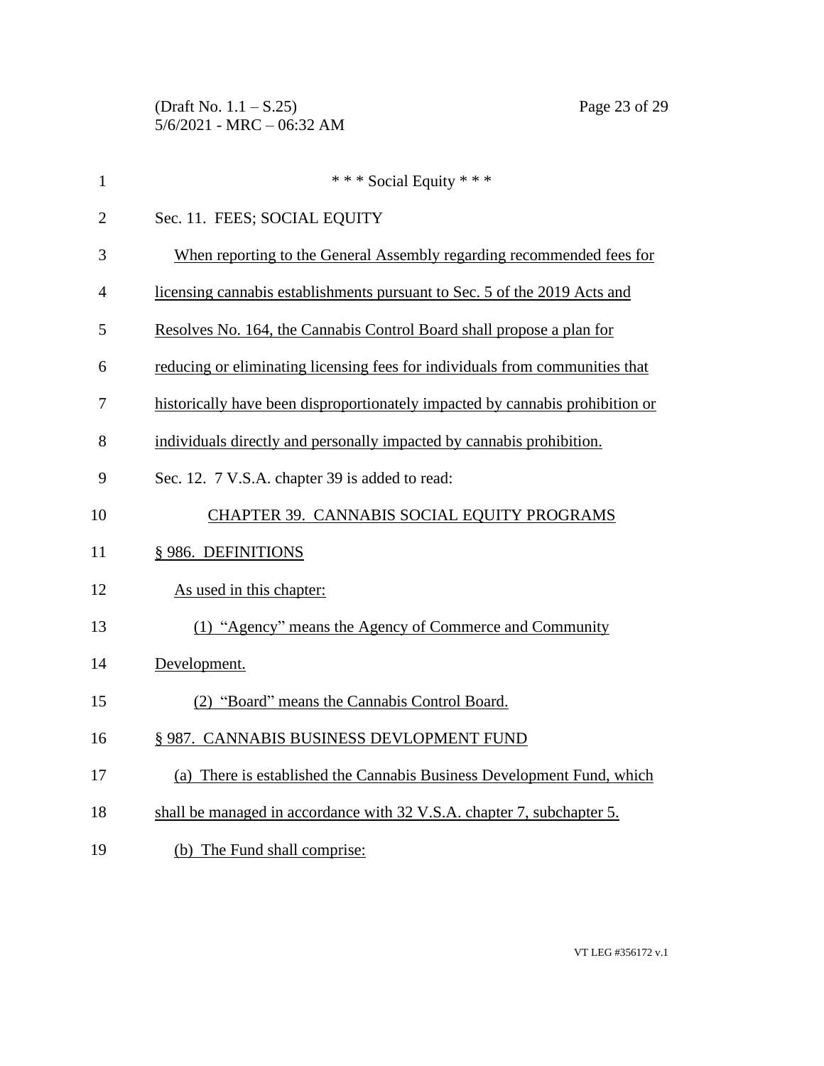\* \* \* Social Equity \* \* \*

Sec. 11. FEES; SOCIAL EQUITY

When reporting to the General Assembly regarding recommended fees for licensing cannabis establishments pursuant to Sec. 5 of the 2019 Acts and Resolves No. 164, the Cannabis Control Board shall propose a plan for reducing or eliminating licensing fees for individuals from communities that historically have been disproportionately impacted by cannabis prohibition or individuals directly and personally impacted by cannabis prohibition.

Sec. 12. 7 V.S.A. chapter 39 is added to read:

CHAPTER 39. CANNABIS SOCIAL EQUITY PROGRAMS

§ 986. DEFINITIONS

As used in this chapter:

(1) "Agency" means the Agency of Commerce and Community Development.

(2) "Board" means the Cannabis Control Board.

§ 987. CANNABIS BUSINESS DEVLOPMENT FUND

(a) There is established the Cannabis Business Development Fund, which shall be managed in accordance with 32 V.S.A. chapter 7, subchapter 5.

(b) The Fund shall comprise: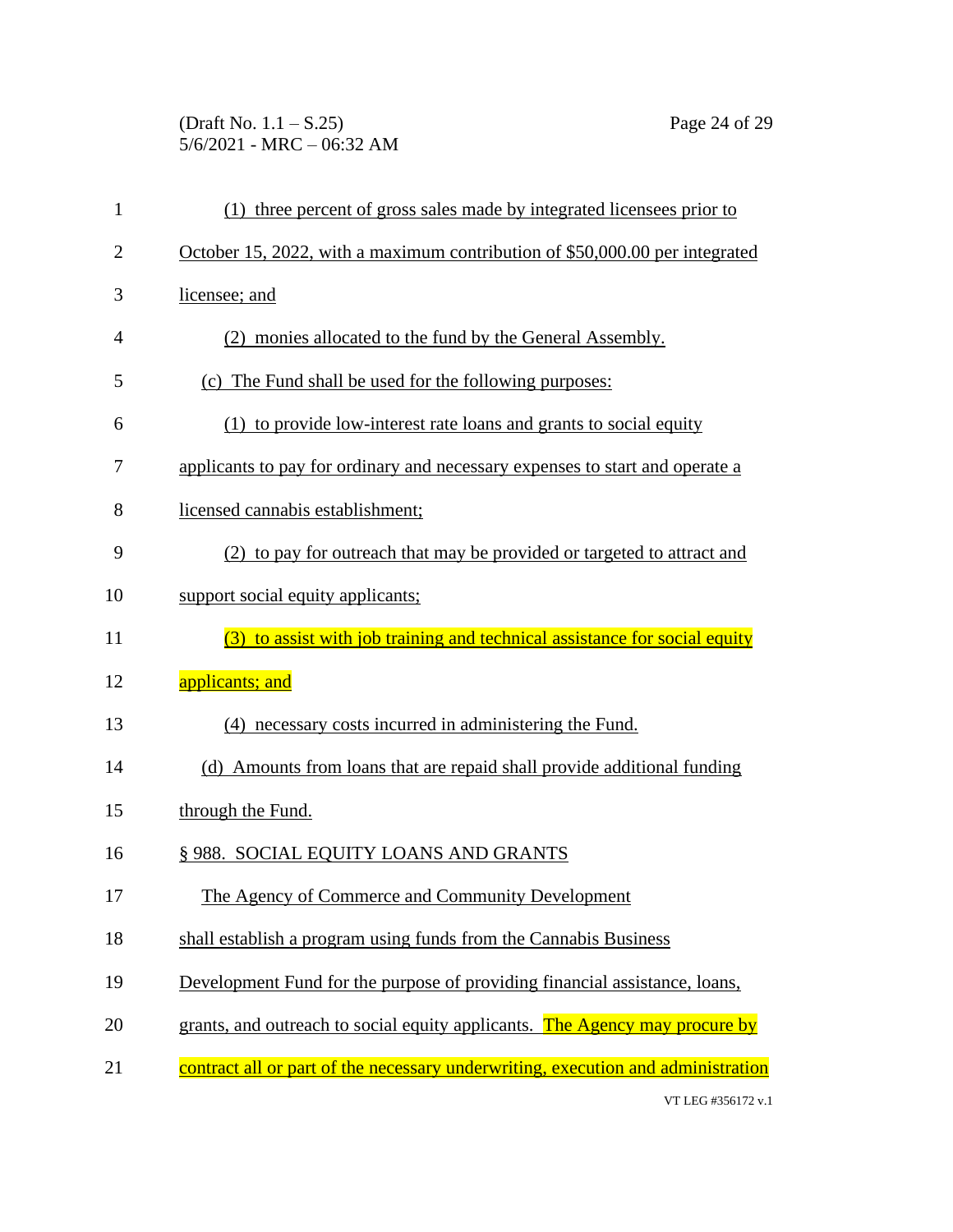(1) three percent of gross sales made by integrated licensees prior to October 15, 2022, with a maximum contribution of $50,000.00 per integrated licensee; and

(2) monies allocated to the fund by the General Assembly.

(c) The Fund shall be used for the following purposes:

(1) to provide low-interest rate loans and grants to social equity applicants to pay for ordinary and necessary expenses to start and operate a licensed cannabis establishment;

(2) to pay for outreach that may be provided or targeted to attract and support social equity applicants;

(3) to assist with job training and technical assistance for social equity applicants; and

(4) necessary costs incurred in administering the Fund.

(d) Amounts from loans that are repaid shall provide additional funding through the Fund.

§ 988. SOCIAL EQUITY LOANS AND GRANTS

The Agency of Commerce and Community Development shall establish a program using funds from the Cannabis Business Development Fund for the purpose of providing financial assistance, loans, grants, and outreach to social equity applicants. The Agency may procure by contract all or part of the necessary underwriting, execution and administration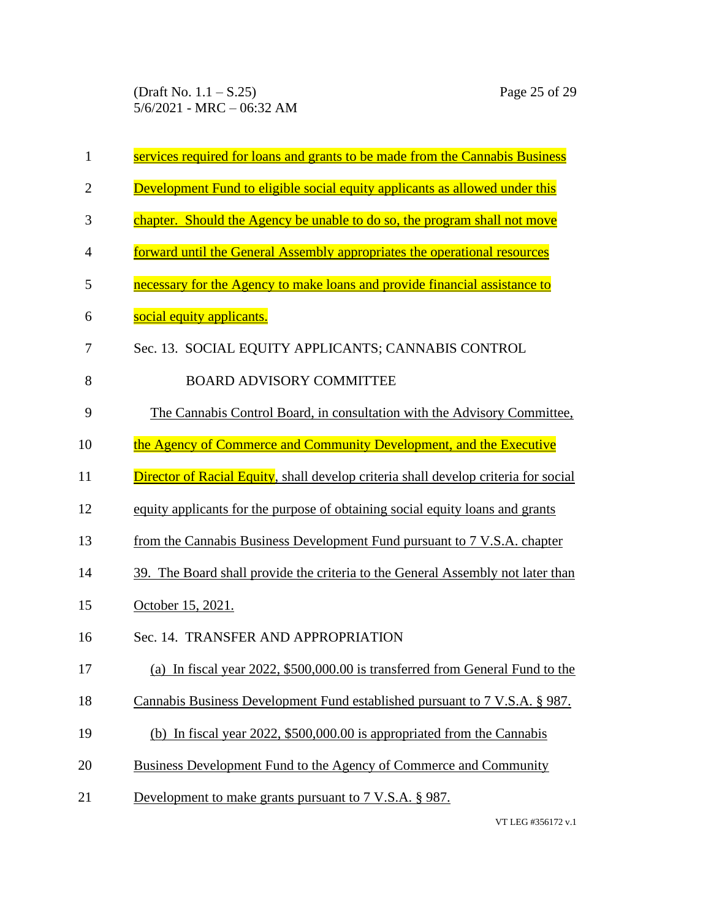services required for loans and grants to be made from the Cannabis Business Development Fund to eligible social equity applicants as allowed under this chapter. Should the Agency be unable to do so, the program shall not move forward until the General Assembly appropriates the operational resources necessary for the Agency to make loans and provide financial assistance to social equity applicants.

Sec. 13. SOCIAL EQUITY APPLICANTS; CANNABIS CONTROL BOARD ADVISORY COMMITTEE

The Cannabis Control Board, in consultation with the Advisory Committee, the Agency of Commerce and Community Development, and the Executive Director of Racial Equity, shall develop criteria shall develop criteria for social equity applicants for the purpose of obtaining social equity loans and grants from the Cannabis Business Development Fund pursuant to 7 V.S.A. chapter 39. The Board shall provide the criteria to the General Assembly not later than October 15, 2021.

Sec. 14. TRANSFER AND APPROPRIATION

(a) In fiscal year 2022, $500,000.00 is transferred from General Fund to the Cannabis Business Development Fund established pursuant to 7 V.S.A. § 987.

(b) In fiscal year 2022, $500,000.00 is appropriated from the Cannabis Business Development Fund to the Agency of Commerce and Community Development to make grants pursuant to 7 V.S.A. § 987.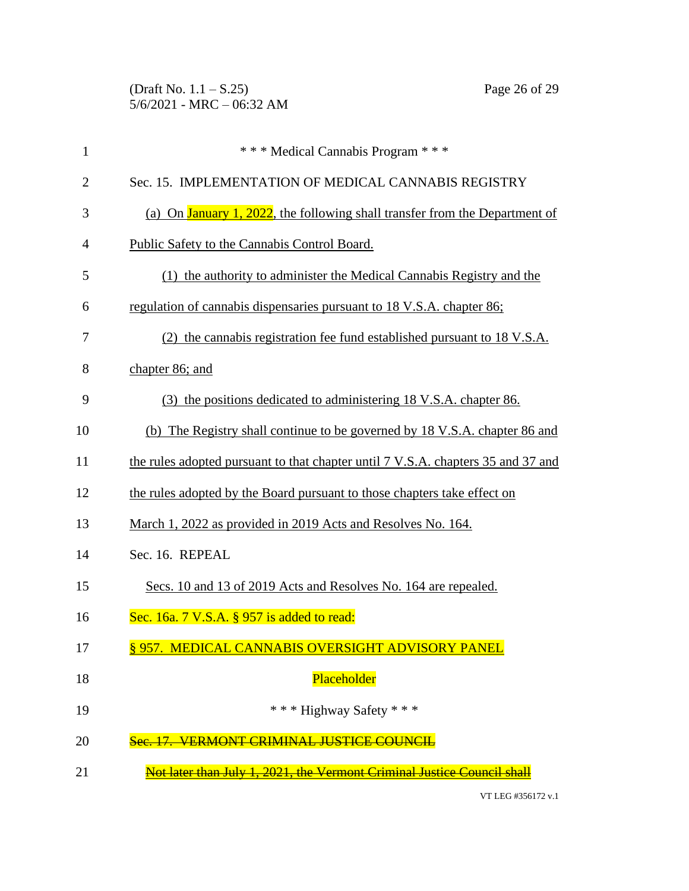\* \* \* Medical Cannabis Program \* \* \*

Sec. 15. IMPLEMENTATION OF MEDICAL CANNABIS REGISTRY

(a) On January 1, 2022, the following shall transfer from the Department of Public Safety to the Cannabis Control Board.

(1) the authority to administer the Medical Cannabis Registry and the regulation of cannabis dispensaries pursuant to 18 V.S.A. chapter 86;

(2) the cannabis registration fee fund established pursuant to 18 V.S.A. chapter 86; and

(3) the positions dedicated to administering 18 V.S.A. chapter 86.

(b) The Registry shall continue to be governed by 18 V.S.A. chapter 86 and the rules adopted pursuant to that chapter until 7 V.S.A. chapters 35 and 37 and the rules adopted by the Board pursuant to those chapters take effect on March 1, 2022 as provided in 2019 Acts and Resolves No. 164.

Sec. 16. REPEAL

Secs. 10 and 13 of 2019 Acts and Resolves No. 164 are repealed.

Sec. 16a. 7 V.S.A. § 957 is added to read:

§ 957. MEDICAL CANNABIS OVERSIGHT ADVISORY PANEL

Placeholder

\* \* \* Highway Safety \* \* \*

~~Sec. 17. VERMONT CRIMINAL JUSTICE COUNCIL~~

~~Not later than July 1, 2021, the Vermont Criminal Justice Council shall~~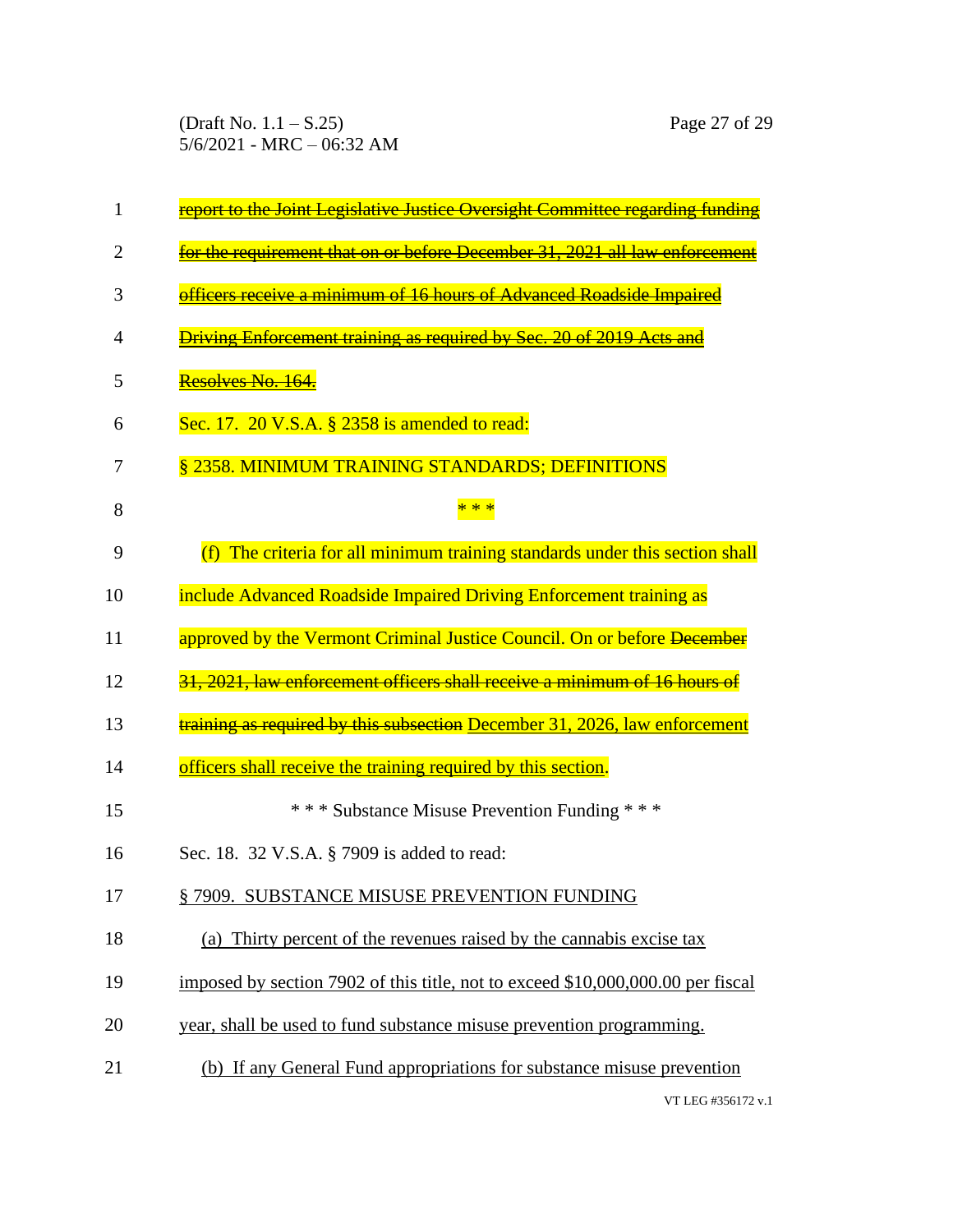~~report to the Joint Legislative Justice Oversight Committee regarding funding for the requirement that on or before December 31, 2021 all law enforcement officers receive a minimum of 16 hours of Advanced Roadside Impaired Driving Enforcement training as required by Sec. 20 of 2019 Acts and Resolves No. 164.~~

Sec. 17. 20 V.S.A. § 2358 is amended to read:

§ 2358. MINIMUM TRAINING STANDARDS; DEFINITIONS

\* \* \*

(f) The criteria for all minimum training standards under this section shall include Advanced Roadside Impaired Driving Enforcement training as approved by the Vermont Criminal Justice Council. On or before ~~December 31, 2021, law enforcement officers shall receive a minimum of 16 hours of training as required by this subsection~~ <u>December 31, 2026, law enforcement officers shall receive the training required by this section</u>.

\* \* \* Substance Misuse Prevention Funding \* \* \*

Sec. 18. 32 V.S.A. § 7909 is added to read:

<u>§ 7909. SUBSTANCE MISUSE PREVENTION FUNDING</u>

<u>(a) Thirty percent of the revenues raised by the cannabis excise tax imposed by section 7902 of this title, not to exceed $10,000,000.00 per fiscal year, shall be used to fund substance misuse prevention programming.</u>

<u>(b) If any General Fund appropriations for substance misuse prevention</u>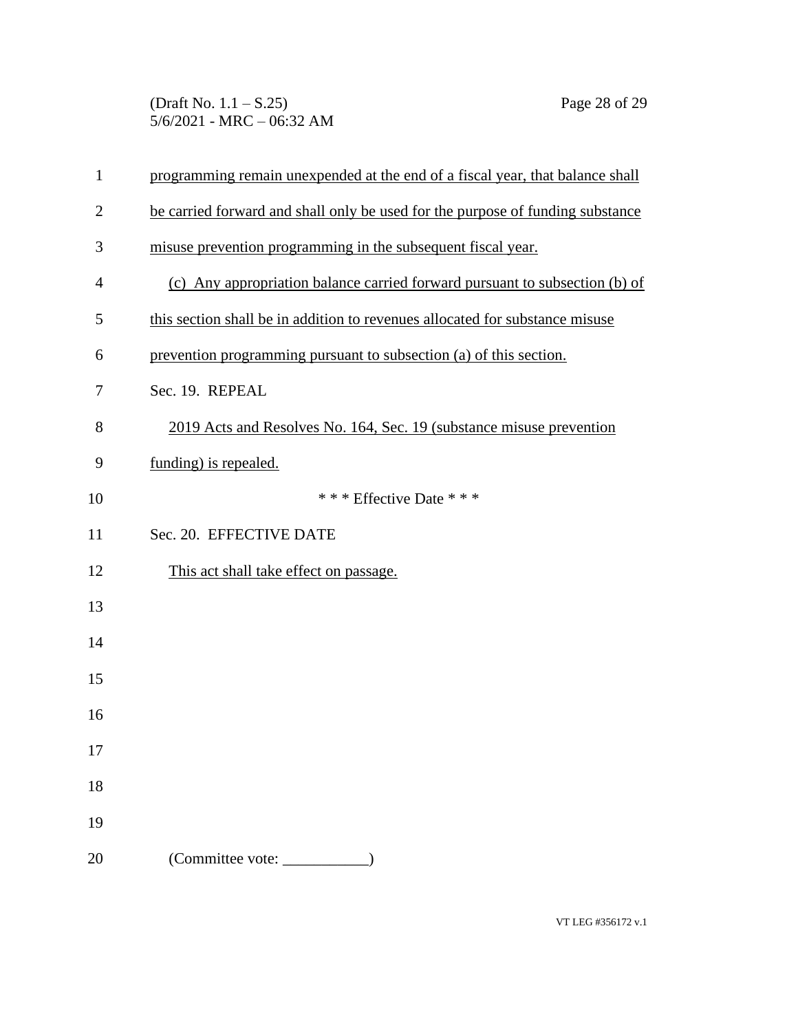programming remain unexpended at the end of a fiscal year, that balance shall be carried forward and shall only be used for the purpose of funding substance misuse prevention programming in the subsequent fiscal year.

(c) Any appropriation balance carried forward pursuant to subsection (b) of this section shall be in addition to revenues allocated for substance misuse prevention programming pursuant to subsection (a) of this section.

Sec. 19. REPEAL

2019 Acts and Resolves No. 164, Sec. 19 (substance misuse prevention funding) is repealed.

\* \* \* Effective Date \* \* \*

Sec. 20. EFFECTIVE DATE

This act shall take effect on passage.

(Committee vote: ___________)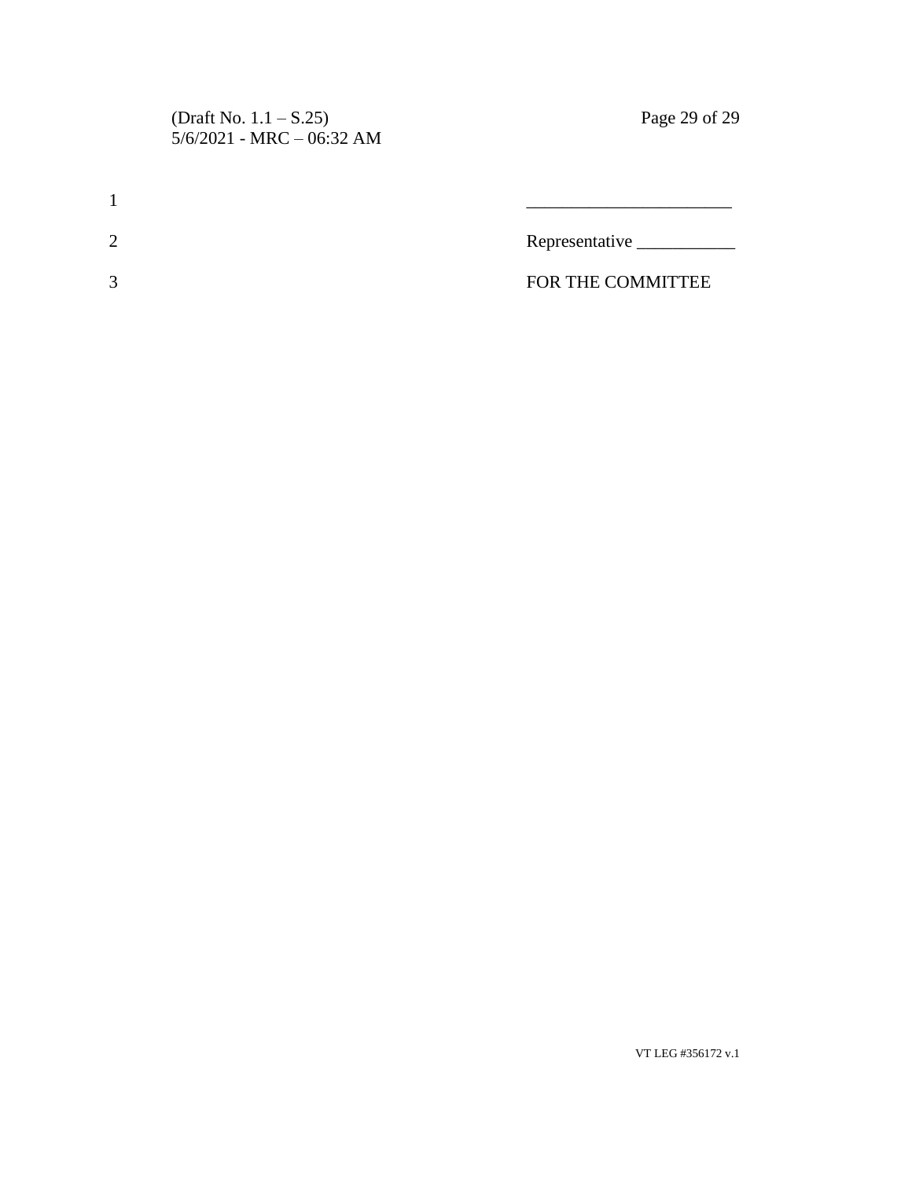_______________________

Representative ___________

FOR THE COMMITTEE